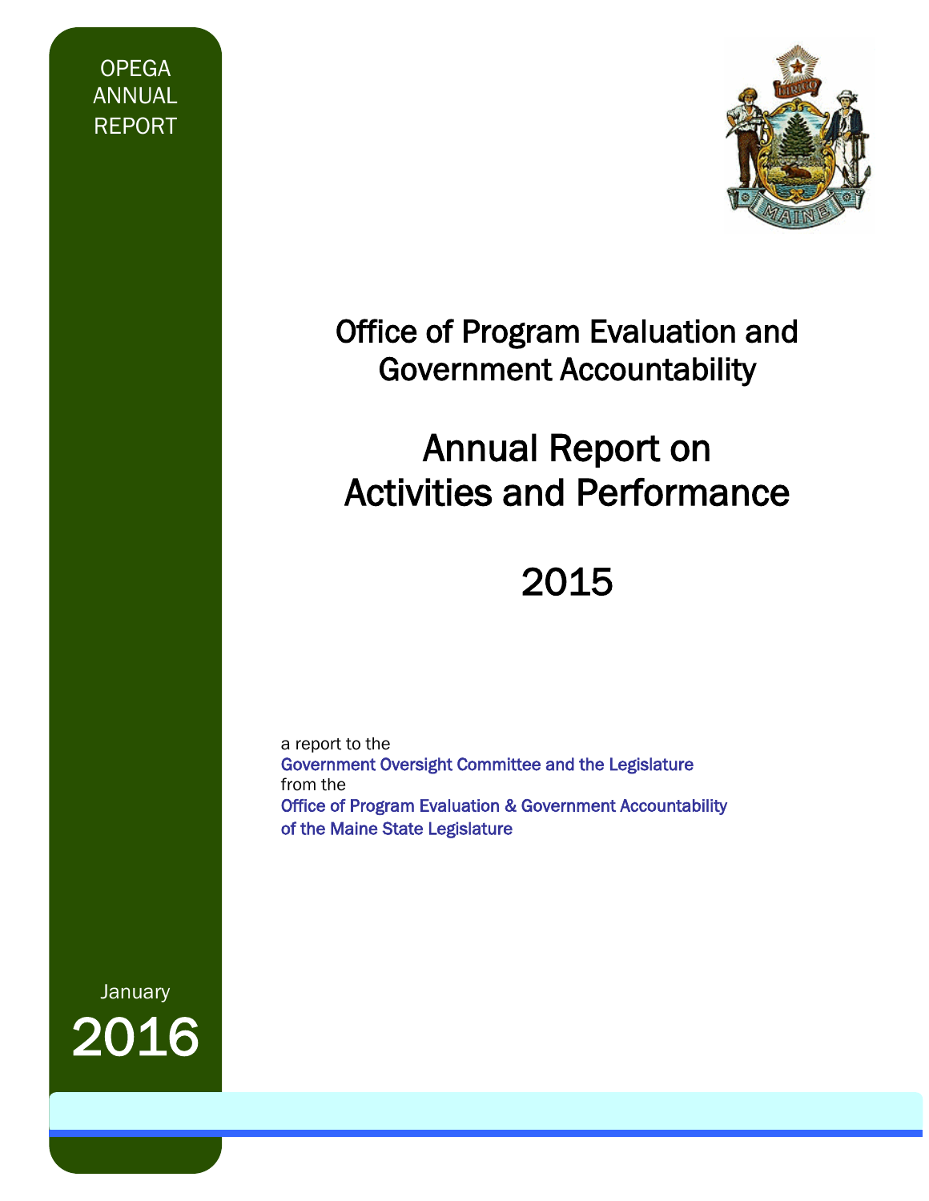OPEGA ANNUAL REPORT

# Office of Program Evaluation and Government Accountability

# Annual Report on Activities and Performance

# 2015

a report to the
Government Oversight Committee and the Legislature
from the
Office of Program Evaluation & Government Accountability
of the Maine State Legislature

January
2016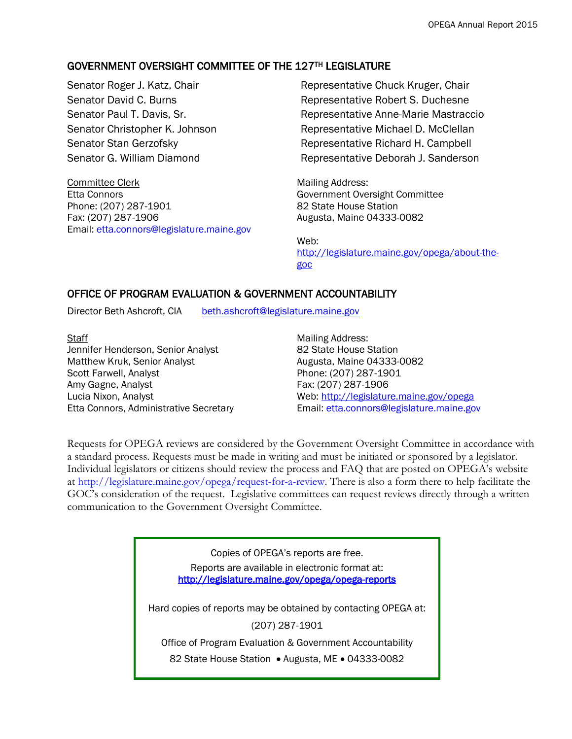## GOVERNMENT OVERSIGHT COMMITTEE OF THE 127TH LEGISLATURE

Senator Roger J. Katz, Chair
Senator David C. Burns
Senator Paul T. Davis, Sr.
Senator Christopher K. Johnson
Senator Stan Gerzofsky
Senator G. William Diamond

Representative Chuck Kruger, Chair
Representative Robert S. Duchesne
Representative Anne-Marie Mastraccio
Representative Michael D. McClellan
Representative Richard H. Campbell
Representative Deborah J. Sanderson

Committee Clerk
Etta Connors
Phone: (207) 287-1901
Fax: (207) 287-1906
Email: etta.connors@legislature.maine.gov

Mailing Address:
Government Oversight Committee
82 State House Station
Augusta, Maine 04333-0082

Web:
http://legislature.maine.gov/opega/about-the-goc

## OFFICE OF PROGRAM EVALUATION & GOVERNMENT ACCOUNTABILITY

Director Beth Ashcroft, CIA beth.ashcroft@legislature.maine.gov

Staff
Jennifer Henderson, Senior Analyst
Matthew Kruk, Senior Analyst
Scott Farwell, Analyst
Amy Gagne, Analyst
Lucia Nixon, Analyst
Etta Connors, Administrative Secretary

Mailing Address:
82 State House Station
Augusta, Maine 04333-0082
Phone: (207) 287-1901
Fax: (207) 287-1906
Web: http://legislature.maine.gov/opega
Email: etta.connors@legislature.maine.gov

Requests for OPEGA reviews are considered by the Government Oversight Committee in accordance with a standard process. Requests must be made in writing and must be initiated or sponsored by a legislator. Individual legislators or citizens should review the process and FAQ that are posted on OPEGA's website at http://legislature.maine.gov/opega/request-for-a-review. There is also a form there to help facilitate the GOC's consideration of the request. Legislative committees can request reviews directly through a written communication to the Government Oversight Committee.

Copies of OPEGA's reports are free.
Reports are available in electronic format at:
**http://legislature.maine.gov/opega/opega-reports**

Hard copies of reports may be obtained by contacting OPEGA at:

(207) 287-1901

Office of Program Evaluation & Government Accountability

82 State House Station • Augusta, ME • 04333-0082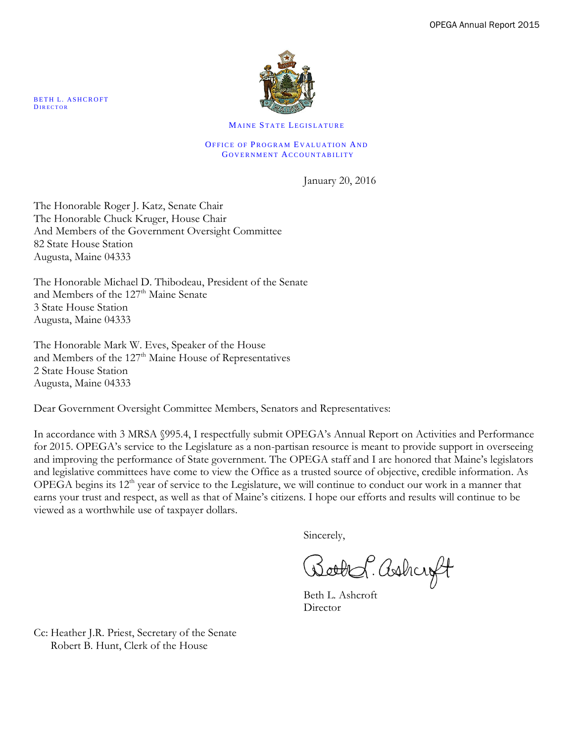BETH L. ASHCROFT
DIRECTOR

MAINE STATE LEGISLATURE

OFFICE OF PROGRAM EVALUATION AND GOVERNMENT ACCOUNTABILITY

January 20, 2016

The Honorable Roger J. Katz, Senate Chair
The Honorable Chuck Kruger, House Chair
And Members of the Government Oversight Committee
82 State House Station
Augusta, Maine 04333

The Honorable Michael D. Thibodeau, President of the Senate
and Members of the 127th Maine Senate
3 State House Station
Augusta, Maine 04333

The Honorable Mark W. Eves, Speaker of the House
and Members of the 127th Maine House of Representatives
2 State House Station
Augusta, Maine 04333

Dear Government Oversight Committee Members, Senators and Representatives:

In accordance with 3 MRSA §995.4, I respectfully submit OPEGA's Annual Report on Activities and Performance for 2015. OPEGA's service to the Legislature as a non-partisan resource is meant to provide support in overseeing and improving the performance of State government. The OPEGA staff and I are honored that Maine's legislators and legislative committees have come to view the Office as a trusted source of objective, credible information. As OPEGA begins its 12th year of service to the Legislature, we will continue to conduct our work in a manner that earns your trust and respect, as well as that of Maine's citizens. I hope our efforts and results will continue to be viewed as a worthwhile use of taxpayer dollars.

Sincerely,

Beth L. Ashcroft
Director

Cc: Heather J.R. Priest, Secretary of the Senate
Robert B. Hunt, Clerk of the House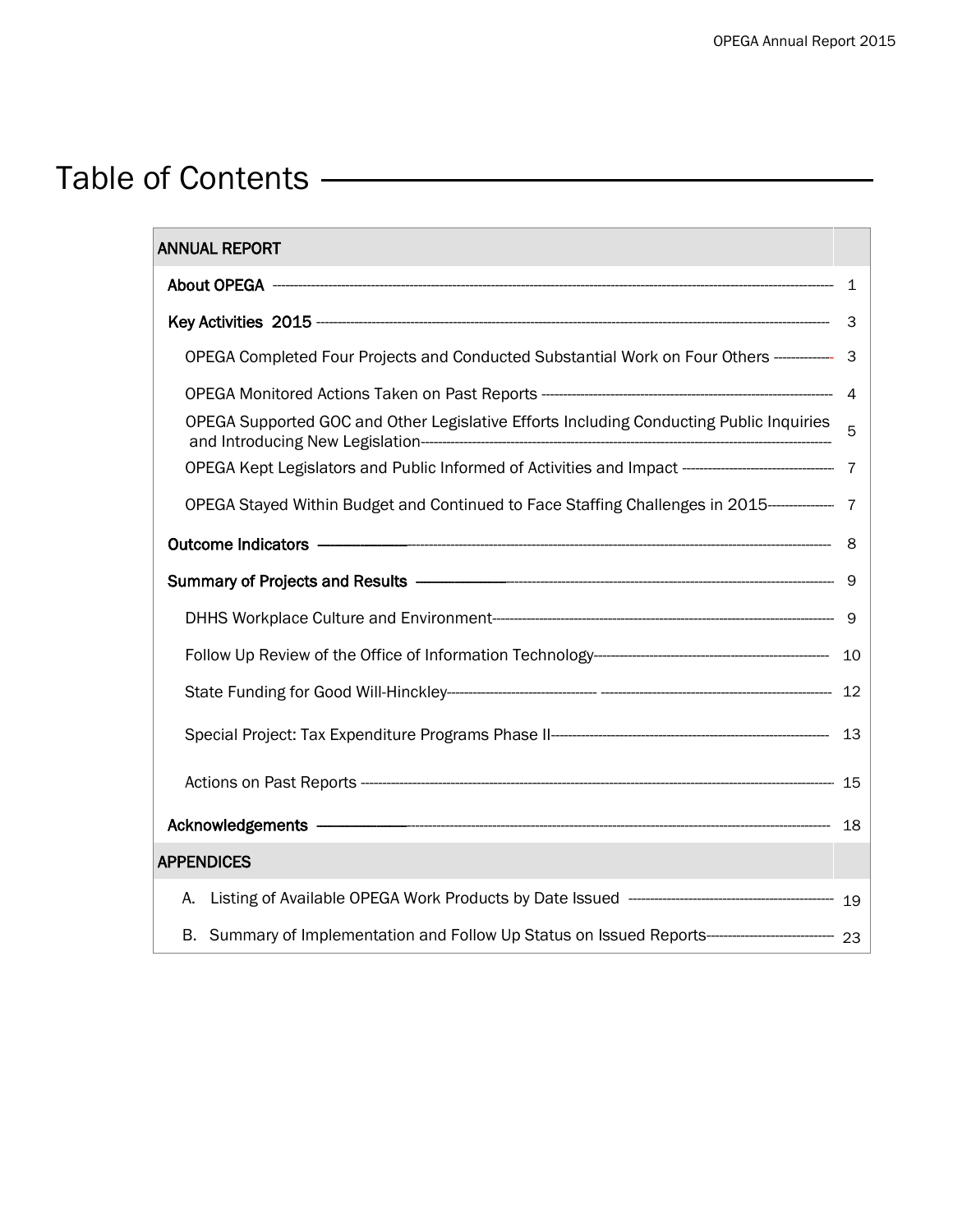# Table of Contents

| ANNUAL REPORT | |
|---|---|
| About OPEGA | 1 |
| Key Activities 2015 | 3 |
| OPEGA Completed Four Projects and Conducted Substantial Work on Four Others | 3 |
| OPEGA Monitored Actions Taken on Past Reports | 4 |
| OPEGA Supported GOC and Other Legislative Efforts Including Conducting Public Inquiries and Introducing New Legislation | 5 |
| OPEGA Kept Legislators and Public Informed of Activities and Impact | 7 |
| OPEGA Stayed Within Budget and Continued to Face Staffing Challenges in 2015 | 7 |
| Outcome Indicators | 8 |
| Summary of Projects and Results | 9 |
| DHHS Workplace Culture and Environment | 9 |
| Follow Up Review of the Office of Information Technology | 10 |
| State Funding for Good Will-Hinckley | 12 |
| Special Project: Tax Expenditure Programs Phase II | 13 |
| Actions on Past Reports | 15 |
| Acknowledgements | 18 |
| **APPENDICES** | |
| A. Listing of Available OPEGA Work Products by Date Issued | 19 |
| B. Summary of Implementation and Follow Up Status on Issued Reports | 23 |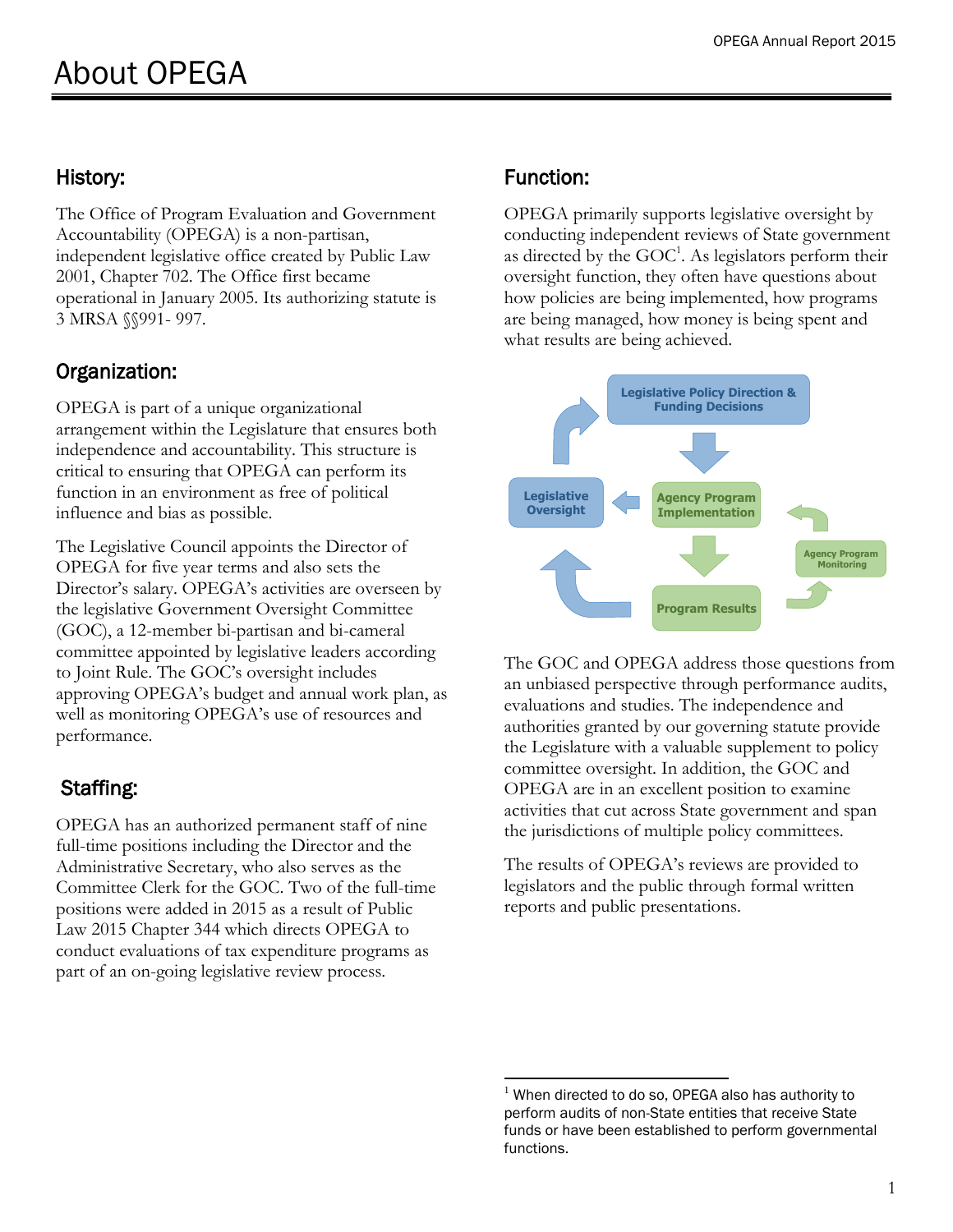# About OPEGA

## History:

The Office of Program Evaluation and Government Accountability (OPEGA) is a non-partisan, independent legislative office created by Public Law 2001, Chapter 702. The Office first became operational in January 2005. Its authorizing statute is 3 MRSA §§991- 997.

## Organization:

OPEGA is part of a unique organizational arrangement within the Legislature that ensures both independence and accountability. This structure is critical to ensuring that OPEGA can perform its function in an environment as free of political influence and bias as possible.

The Legislative Council appoints the Director of OPEGA for five year terms and also sets the Director's salary. OPEGA's activities are overseen by the legislative Government Oversight Committee (GOC), a 12-member bi-partisan and bi-cameral committee appointed by legislative leaders according to Joint Rule. The GOC's oversight includes approving OPEGA's budget and annual work plan, as well as monitoring OPEGA's use of resources and performance.

## Staffing:

OPEGA has an authorized permanent staff of nine full-time positions including the Director and the Administrative Secretary, who also serves as the Committee Clerk for the GOC. Two of the full-time positions were added in 2015 as a result of Public Law 2015 Chapter 344 which directs OPEGA to conduct evaluations of tax expenditure programs as part of an on-going legislative review process.

## Function:

OPEGA primarily supports legislative oversight by conducting independent reviews of State government as directed by the GOC[1]. As legislators perform their oversight function, they often have questions about how policies are being implemented, how programs are being managed, how money is being spent and what results are being achieved.

Legislative Policy Direction & Funding Decisions → Agency Program Implementation → Program Results → Legislative Oversight → Legislative Policy Direction & Funding Decisions; Agency Program Monitoring

The GOC and OPEGA address those questions from an unbiased perspective through performance audits, evaluations and studies. The independence and authorities granted by our governing statute provide the Legislature with a valuable supplement to policy committee oversight. In addition, the GOC and OPEGA are in an excellent position to examine activities that cut across State government and span the jurisdictions of multiple policy committees.

The results of OPEGA's reviews are provided to legislators and the public through formal written reports and public presentations.

[1] When directed to do so, OPEGA also has authority to perform audits of non-State entities that receive State funds or have been established to perform governmental functions.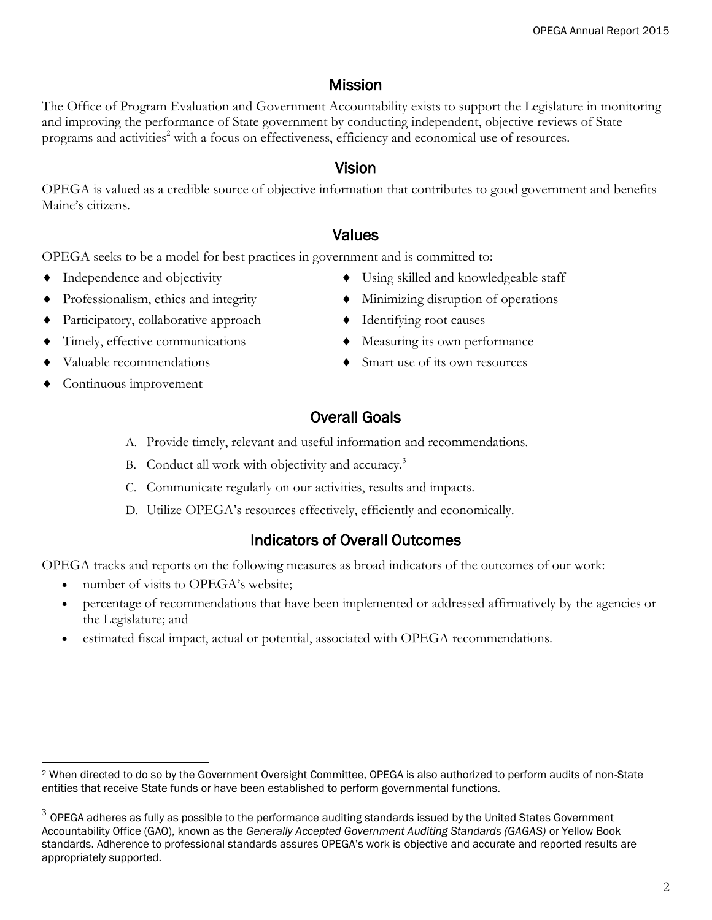## Mission

The Office of Program Evaluation and Government Accountability exists to support the Legislature in monitoring and improving the performance of State government by conducting independent, objective reviews of State programs and activities[2] with a focus on effectiveness, efficiency and economical use of resources.

## Vision

OPEGA is valued as a credible source of objective information that contributes to good government and benefits Maine's citizens.

## Values

OPEGA seeks to be a model for best practices in government and is committed to:

- Independence and objectivity
- Professionalism, ethics and integrity
- Participatory, collaborative approach
- Timely, effective communications
- Valuable recommendations
- Continuous improvement
- Using skilled and knowledgeable staff
- Minimizing disruption of operations
- Identifying root causes
- Measuring its own performance
- Smart use of its own resources

## Overall Goals

A. Provide timely, relevant and useful information and recommendations.

B. Conduct all work with objectivity and accuracy.[3]

C. Communicate regularly on our activities, results and impacts.

D. Utilize OPEGA's resources effectively, efficiently and economically.

## Indicators of Overall Outcomes

OPEGA tracks and reports on the following measures as broad indicators of the outcomes of our work:

- number of visits to OPEGA's website;
- percentage of recommendations that have been implemented or addressed affirmatively by the agencies or the Legislature; and
- estimated fiscal impact, actual or potential, associated with OPEGA recommendations.

---

[2] When directed to do so by the Government Oversight Committee, OPEGA is also authorized to perform audits of non-State entities that receive State funds or have been established to perform governmental functions.

[3] OPEGA adheres as fully as possible to the performance auditing standards issued by the United States Government Accountability Office (GAO), known as the *Generally Accepted Government Auditing Standards (GAGAS)* or Yellow Book standards. Adherence to professional standards assures OPEGA's work is objective and accurate and reported results are appropriately supported.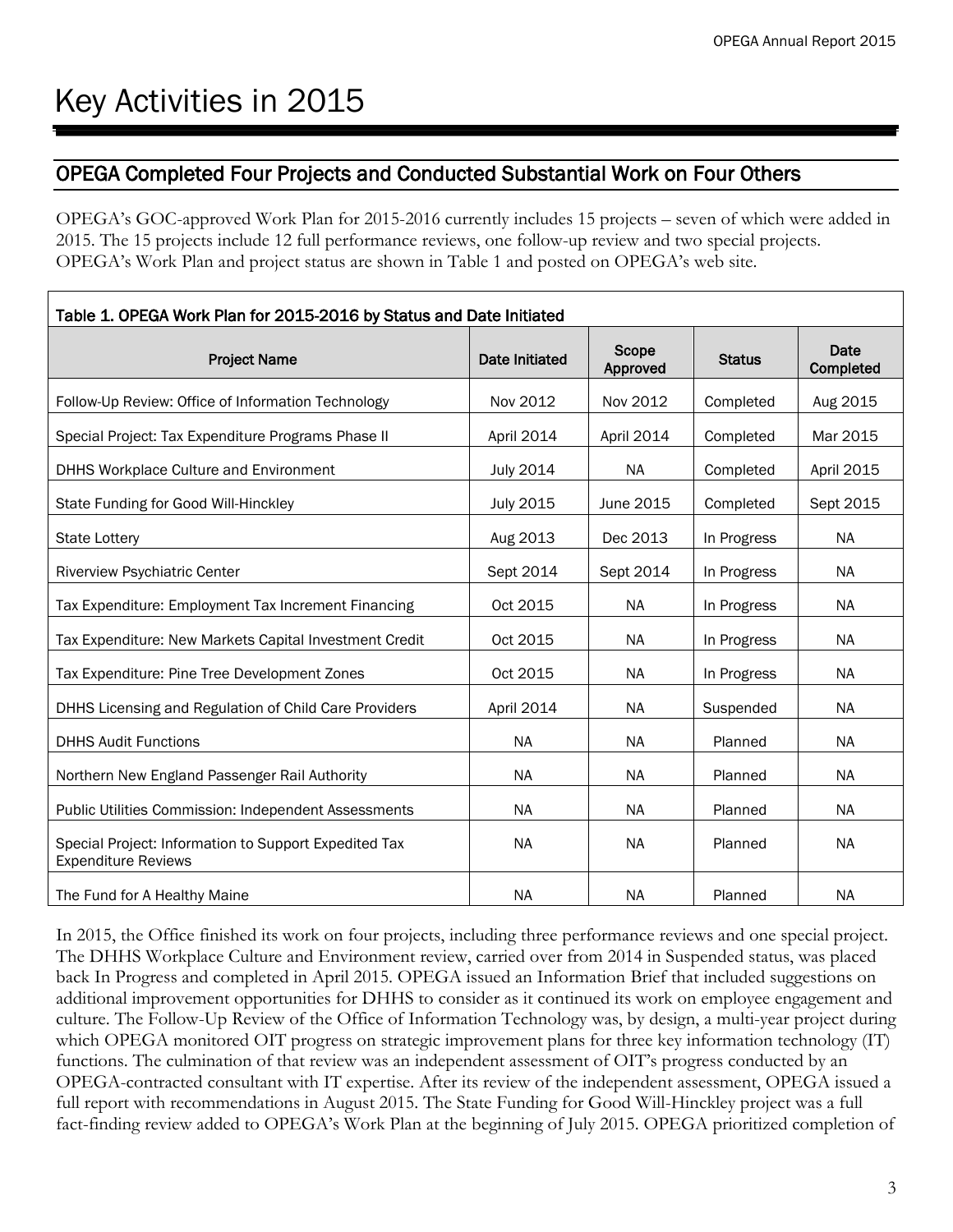# Key Activities in 2015

## OPEGA Completed Four Projects and Conducted Substantial Work on Four Others

OPEGA's GOC-approved Work Plan for 2015-2016 currently includes 15 projects – seven of which were added in 2015. The 15 projects include 12 full performance reviews, one follow-up review and two special projects. OPEGA's Work Plan and project status are shown in Table 1 and posted on OPEGA's web site.

**Table 1. OPEGA Work Plan for 2015-2016 by Status and Date Initiated**

| Project Name | Date Initiated | Scope Approved | Status | Date Completed |
|---|---|---|---|---|
| Follow-Up Review: Office of Information Technology | Nov 2012 | Nov 2012 | Completed | Aug 2015 |
| Special Project: Tax Expenditure Programs Phase II | April 2014 | April 2014 | Completed | Mar 2015 |
| DHHS Workplace Culture and Environment | July 2014 | NA | Completed | April 2015 |
| State Funding for Good Will-Hinckley | July 2015 | June 2015 | Completed | Sept 2015 |
| State Lottery | Aug 2013 | Dec 2013 | In Progress | NA |
| Riverview Psychiatric Center | Sept 2014 | Sept 2014 | In Progress | NA |
| Tax Expenditure: Employment Tax Increment Financing | Oct 2015 | NA | In Progress | NA |
| Tax Expenditure: New Markets Capital Investment Credit | Oct 2015 | NA | In Progress | NA |
| Tax Expenditure: Pine Tree Development Zones | Oct 2015 | NA | In Progress | NA |
| DHHS Licensing and Regulation of Child Care Providers | April 2014 | NA | Suspended | NA |
| DHHS Audit Functions | NA | NA | Planned | NA |
| Northern New England Passenger Rail Authority | NA | NA | Planned | NA |
| Public Utilities Commission: Independent Assessments | NA | NA | Planned | NA |
| Special Project: Information to Support Expedited Tax Expenditure Reviews | NA | NA | Planned | NA |
| The Fund for A Healthy Maine | NA | NA | Planned | NA |

In 2015, the Office finished its work on four projects, including three performance reviews and one special project. The DHHS Workplace Culture and Environment review, carried over from 2014 in Suspended status, was placed back In Progress and completed in April 2015. OPEGA issued an Information Brief that included suggestions on additional improvement opportunities for DHHS to consider as it continued its work on employee engagement and culture. The Follow-Up Review of the Office of Information Technology was, by design, a multi-year project during which OPEGA monitored OIT progress on strategic improvement plans for three key information technology (IT) functions. The culmination of that review was an independent assessment of OIT's progress conducted by an OPEGA-contracted consultant with IT expertise. After its review of the independent assessment, OPEGA issued a full report with recommendations in August 2015. The State Funding for Good Will-Hinckley project was a full fact-finding review added to OPEGA's Work Plan at the beginning of July 2015. OPEGA prioritized completion of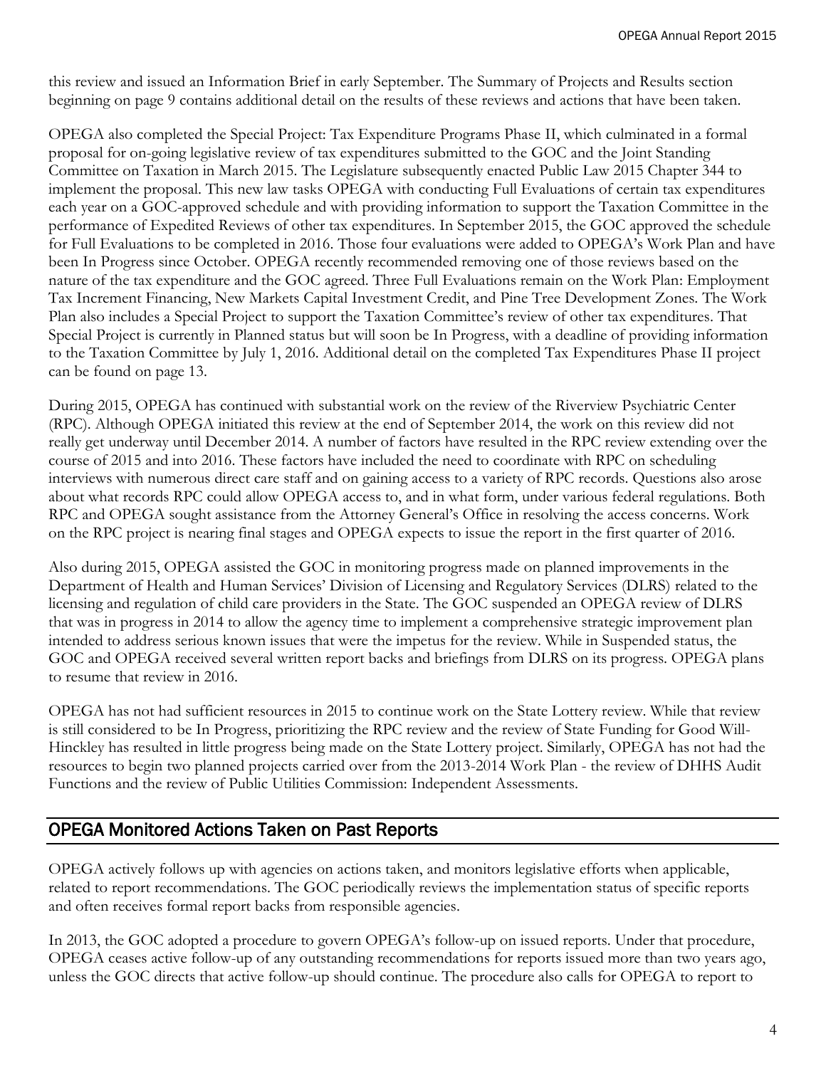this review and issued an Information Brief in early September. The Summary of Projects and Results section beginning on page 9 contains additional detail on the results of these reviews and actions that have been taken.

OPEGA also completed the Special Project: Tax Expenditure Programs Phase II, which culminated in a formal proposal for on-going legislative review of tax expenditures submitted to the GOC and the Joint Standing Committee on Taxation in March 2015. The Legislature subsequently enacted Public Law 2015 Chapter 344 to implement the proposal. This new law tasks OPEGA with conducting Full Evaluations of certain tax expenditures each year on a GOC-approved schedule and with providing information to support the Taxation Committee in the performance of Expedited Reviews of other tax expenditures. In September 2015, the GOC approved the schedule for Full Evaluations to be completed in 2016. Those four evaluations were added to OPEGA's Work Plan and have been In Progress since October. OPEGA recently recommended removing one of those reviews based on the nature of the tax expenditure and the GOC agreed. Three Full Evaluations remain on the Work Plan: Employment Tax Increment Financing, New Markets Capital Investment Credit, and Pine Tree Development Zones. The Work Plan also includes a Special Project to support the Taxation Committee's review of other tax expenditures. That Special Project is currently in Planned status but will soon be In Progress, with a deadline of providing information to the Taxation Committee by July 1, 2016. Additional detail on the completed Tax Expenditures Phase II project can be found on page 13.

During 2015, OPEGA has continued with substantial work on the review of the Riverview Psychiatric Center (RPC). Although OPEGA initiated this review at the end of September 2014, the work on this review did not really get underway until December 2014. A number of factors have resulted in the RPC review extending over the course of 2015 and into 2016. These factors have included the need to coordinate with RPC on scheduling interviews with numerous direct care staff and on gaining access to a variety of RPC records. Questions also arose about what records RPC could allow OPEGA access to, and in what form, under various federal regulations. Both RPC and OPEGA sought assistance from the Attorney General's Office in resolving the access concerns. Work on the RPC project is nearing final stages and OPEGA expects to issue the report in the first quarter of 2016.

Also during 2015, OPEGA assisted the GOC in monitoring progress made on planned improvements in the Department of Health and Human Services' Division of Licensing and Regulatory Services (DLRS) related to the licensing and regulation of child care providers in the State. The GOC suspended an OPEGA review of DLRS that was in progress in 2014 to allow the agency time to implement a comprehensive strategic improvement plan intended to address serious known issues that were the impetus for the review. While in Suspended status, the GOC and OPEGA received several written report backs and briefings from DLRS on its progress. OPEGA plans to resume that review in 2016.

OPEGA has not had sufficient resources in 2015 to continue work on the State Lottery review. While that review is still considered to be In Progress, prioritizing the RPC review and the review of State Funding for Good Will-Hinckley has resulted in little progress being made on the State Lottery project. Similarly, OPEGA has not had the resources to begin two planned projects carried over from the 2013-2014 Work Plan - the review of DHHS Audit Functions and the review of Public Utilities Commission: Independent Assessments.

## OPEGA Monitored Actions Taken on Past Reports

OPEGA actively follows up with agencies on actions taken, and monitors legislative efforts when applicable, related to report recommendations. The GOC periodically reviews the implementation status of specific reports and often receives formal report backs from responsible agencies.

In 2013, the GOC adopted a procedure to govern OPEGA's follow-up on issued reports. Under that procedure, OPEGA ceases active follow-up of any outstanding recommendations for reports issued more than two years ago, unless the GOC directs that active follow-up should continue. The procedure also calls for OPEGA to report to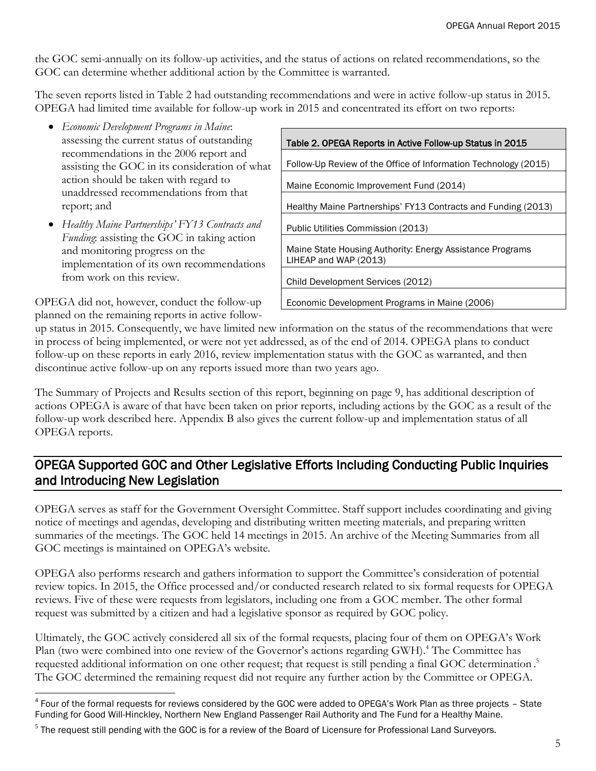the GOC semi-annually on its follow-up activities, and the status of actions on related recommendations, so the GOC can determine whether additional action by the Committee is warranted.

The seven reports listed in Table 2 had outstanding recommendations and were in active follow-up status in 2015. OPEGA had limited time available for follow-up work in 2015 and concentrated its effort on two reports:

- *Economic Development Programs in Maine*: assessing the current status of outstanding recommendations in the 2006 report and assisting the GOC in its consideration of what action should be taken with regard to unaddressed recommendations from that report; and
- *Healthy Maine Partnerships' FY13 Contracts and Funding*: assisting the GOC in taking action and monitoring progress on the implementation of its own recommendations from work on this review.

| Table 2. OPEGA Reports in Active Follow-up Status in 2015 |
|---|
| Follow-Up Review of the Office of Information Technology (2015) |
| Maine Economic Improvement Fund (2014) |
| Healthy Maine Partnerships' FY13 Contracts and Funding (2013) |
| Public Utilities Commission (2013) |
| Maine State Housing Authority: Energy Assistance Programs LIHEAP and WAP (2013) |
| Child Development Services (2012) |
| Economic Development Programs in Maine (2006) |

OPEGA did not, however, conduct the follow-up planned on the remaining reports in active follow-up status in 2015. Consequently, we have limited new information on the status of the recommendations that were in process of being implemented, or were not yet addressed, as of the end of 2014. OPEGA plans to conduct follow-up on these reports in early 2016, review implementation status with the GOC as warranted, and then discontinue active follow-up on any reports issued more than two years ago.

The Summary of Projects and Results section of this report, beginning on page 9, has additional description of actions OPEGA is aware of that have been taken on prior reports, including actions by the GOC as a result of the follow-up work described here. Appendix B also gives the current follow-up and implementation status of all OPEGA reports.

## OPEGA Supported GOC and Other Legislative Efforts Including Conducting Public Inquiries and Introducing New Legislation

OPEGA serves as staff for the Government Oversight Committee. Staff support includes coordinating and giving notice of meetings and agendas, developing and distributing written meeting materials, and preparing written summaries of the meetings. The GOC held 14 meetings in 2015. An archive of the Meeting Summaries from all GOC meetings is maintained on OPEGA's website.

OPEGA also performs research and gathers information to support the Committee's consideration of potential review topics. In 2015, the Office processed and/or conducted research related to six formal requests for OPEGA reviews. Five of these were requests from legislators, including one from a GOC member. The other formal request was submitted by a citizen and had a legislative sponsor as required by GOC policy.

Ultimately, the GOC actively considered all six of the formal requests, placing four of them on OPEGA's Work Plan (two were combined into one review of the Governor's actions regarding GWH).[4] The Committee has requested additional information on one other request; that request is still pending a final GOC determination.[5] The GOC determined the remaining request did not require any further action by the Committee or OPEGA.

[4] Four of the formal requests for reviews considered by the GOC were added to OPEGA's Work Plan as three projects – State Funding for Good Will-Hinckley, Northern New England Passenger Rail Authority and The Fund for a Healthy Maine.

[5] The request still pending with the GOC is for a review of the Board of Licensure for Professional Land Surveyors.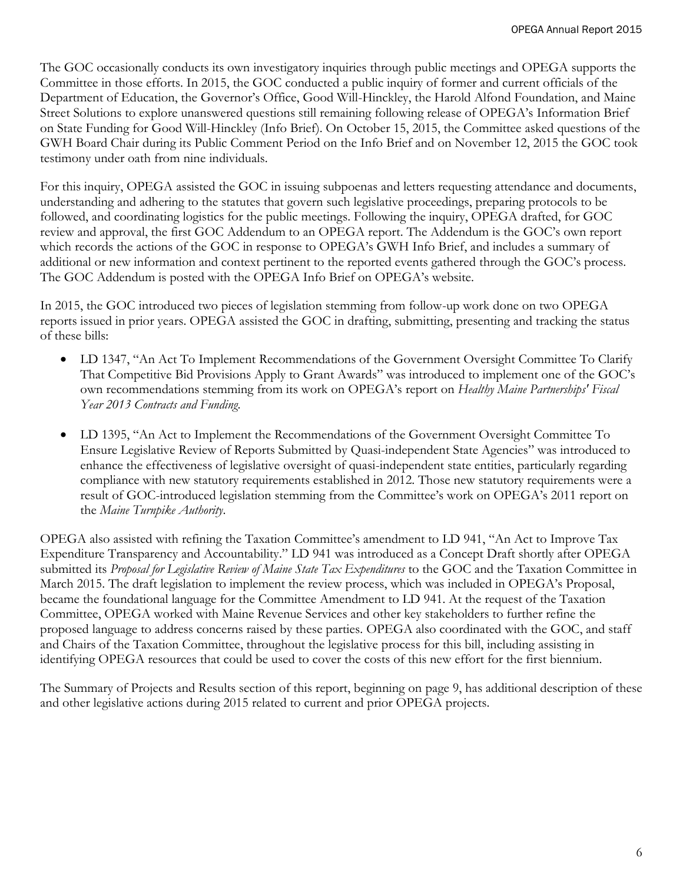The GOC occasionally conducts its own investigatory inquiries through public meetings and OPEGA supports the Committee in those efforts. In 2015, the GOC conducted a public inquiry of former and current officials of the Department of Education, the Governor's Office, Good Will-Hinckley, the Harold Alfond Foundation, and Maine Street Solutions to explore unanswered questions still remaining following release of OPEGA's Information Brief on State Funding for Good Will-Hinckley (Info Brief). On October 15, 2015, the Committee asked questions of the GWH Board Chair during its Public Comment Period on the Info Brief and on November 12, 2015 the GOC took testimony under oath from nine individuals.

For this inquiry, OPEGA assisted the GOC in issuing subpoenas and letters requesting attendance and documents, understanding and adhering to the statutes that govern such legislative proceedings, preparing protocols to be followed, and coordinating logistics for the public meetings. Following the inquiry, OPEGA drafted, for GOC review and approval, the first GOC Addendum to an OPEGA report. The Addendum is the GOC's own report which records the actions of the GOC in response to OPEGA's GWH Info Brief, and includes a summary of additional or new information and context pertinent to the reported events gathered through the GOC's process. The GOC Addendum is posted with the OPEGA Info Brief on OPEGA's website.

In 2015, the GOC introduced two pieces of legislation stemming from follow-up work done on two OPEGA reports issued in prior years. OPEGA assisted the GOC in drafting, submitting, presenting and tracking the status of these bills:

- LD 1347, "An Act To Implement Recommendations of the Government Oversight Committee To Clarify That Competitive Bid Provisions Apply to Grant Awards" was introduced to implement one of the GOC's own recommendations stemming from its work on OPEGA's report on *Healthy Maine Partnerships' Fiscal Year 2013 Contracts and Funding.*

- LD 1395, "An Act to Implement the Recommendations of the Government Oversight Committee To Ensure Legislative Review of Reports Submitted by Quasi-independent State Agencies" was introduced to enhance the effectiveness of legislative oversight of quasi-independent state entities, particularly regarding compliance with new statutory requirements established in 2012. Those new statutory requirements were a result of GOC-introduced legislation stemming from the Committee's work on OPEGA's 2011 report on the *Maine Turnpike Authority*.

OPEGA also assisted with refining the Taxation Committee's amendment to LD 941, "An Act to Improve Tax Expenditure Transparency and Accountability." LD 941 was introduced as a Concept Draft shortly after OPEGA submitted its *Proposal for Legislative Review of Maine State Tax Expenditures* to the GOC and the Taxation Committee in March 2015. The draft legislation to implement the review process, which was included in OPEGA's Proposal, became the foundational language for the Committee Amendment to LD 941. At the request of the Taxation Committee, OPEGA worked with Maine Revenue Services and other key stakeholders to further refine the proposed language to address concerns raised by these parties. OPEGA also coordinated with the GOC, and staff and Chairs of the Taxation Committee, throughout the legislative process for this bill, including assisting in identifying OPEGA resources that could be used to cover the costs of this new effort for the first biennium.

The Summary of Projects and Results section of this report, beginning on page 9, has additional description of these and other legislative actions during 2015 related to current and prior OPEGA projects.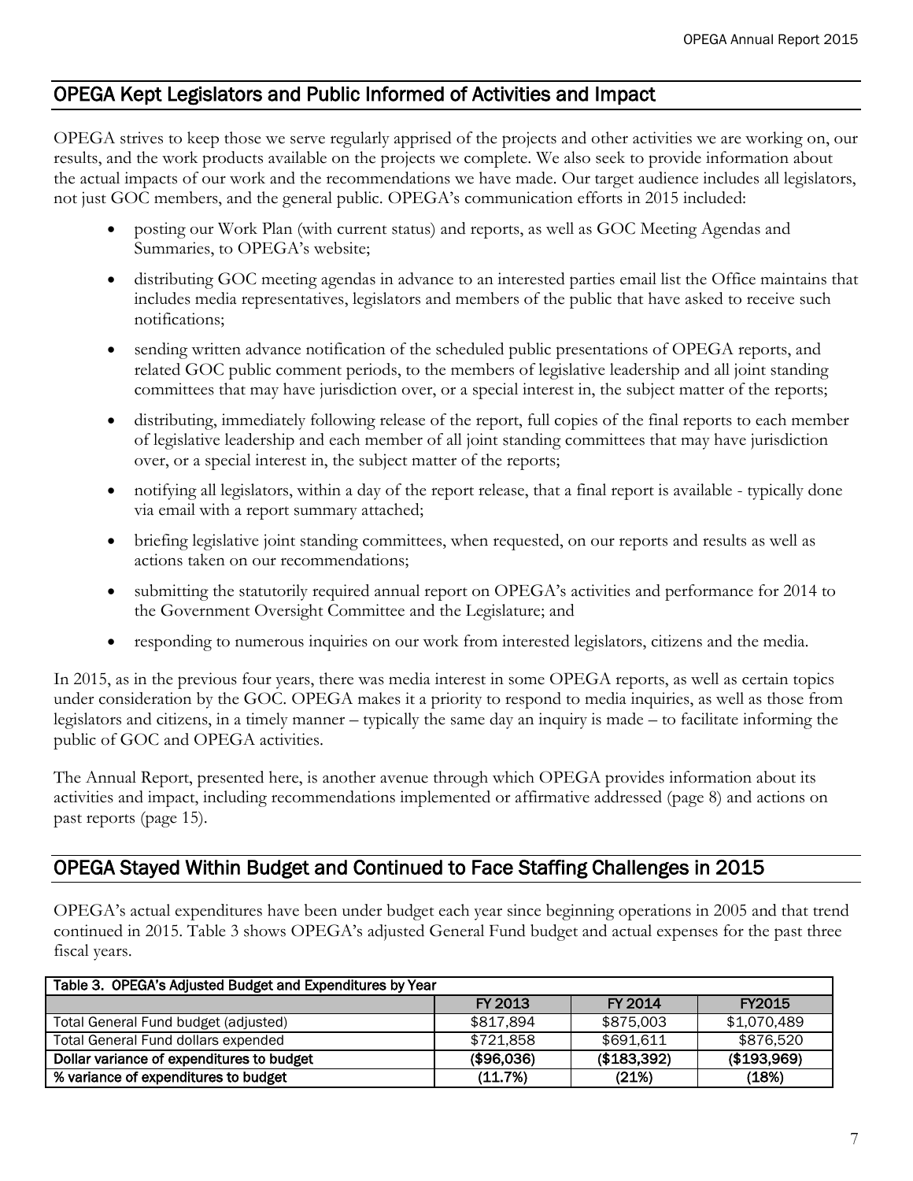## OPEGA Kept Legislators and Public Informed of Activities and Impact

OPEGA strives to keep those we serve regularly apprised of the projects and other activities we are working on, our results, and the work products available on the projects we complete. We also seek to provide information about the actual impacts of our work and the recommendations we have made. Our target audience includes all legislators, not just GOC members, and the general public. OPEGA's communication efforts in 2015 included:

- posting our Work Plan (with current status) and reports, as well as GOC Meeting Agendas and Summaries, to OPEGA's website;
- distributing GOC meeting agendas in advance to an interested parties email list the Office maintains that includes media representatives, legislators and members of the public that have asked to receive such notifications;
- sending written advance notification of the scheduled public presentations of OPEGA reports, and related GOC public comment periods, to the members of legislative leadership and all joint standing committees that may have jurisdiction over, or a special interest in, the subject matter of the reports;
- distributing, immediately following release of the report, full copies of the final reports to each member of legislative leadership and each member of all joint standing committees that may have jurisdiction over, or a special interest in, the subject matter of the reports;
- notifying all legislators, within a day of the report release, that a final report is available - typically done via email with a report summary attached;
- briefing legislative joint standing committees, when requested, on our reports and results as well as actions taken on our recommendations;
- submitting the statutorily required annual report on OPEGA's activities and performance for 2014 to the Government Oversight Committee and the Legislature; and
- responding to numerous inquiries on our work from interested legislators, citizens and the media.

In 2015, as in the previous four years, there was media interest in some OPEGA reports, as well as certain topics under consideration by the GOC. OPEGA makes it a priority to respond to media inquiries, as well as those from legislators and citizens, in a timely manner – typically the same day an inquiry is made – to facilitate informing the public of GOC and OPEGA activities.

The Annual Report, presented here, is another avenue through which OPEGA provides information about its activities and impact, including recommendations implemented or affirmative addressed (page 8) and actions on past reports (page 15).

## OPEGA Stayed Within Budget and Continued to Face Staffing Challenges in 2015

OPEGA's actual expenditures have been under budget each year since beginning operations in 2005 and that trend continued in 2015. Table 3 shows OPEGA's adjusted General Fund budget and actual expenses for the past three fiscal years.

| Table 3. OPEGA's Adjusted Budget and Expenditures by Year | | | |
|---|---|---|---|
| | FY 2013 | FY 2014 | FY2015 |
| Total General Fund budget (adjusted) | $817,894 | $875,003 | $1,070,489 |
| Total General Fund dollars expended | $721,858 | $691,611 | $876,520 |
| **Dollar variance of expenditures to budget** | **($96,036)** | **($183,392)** | **($193,969)** |
| **% variance of expenditures to budget** | **(11.7%)** | **(21%)** | **(18%)** |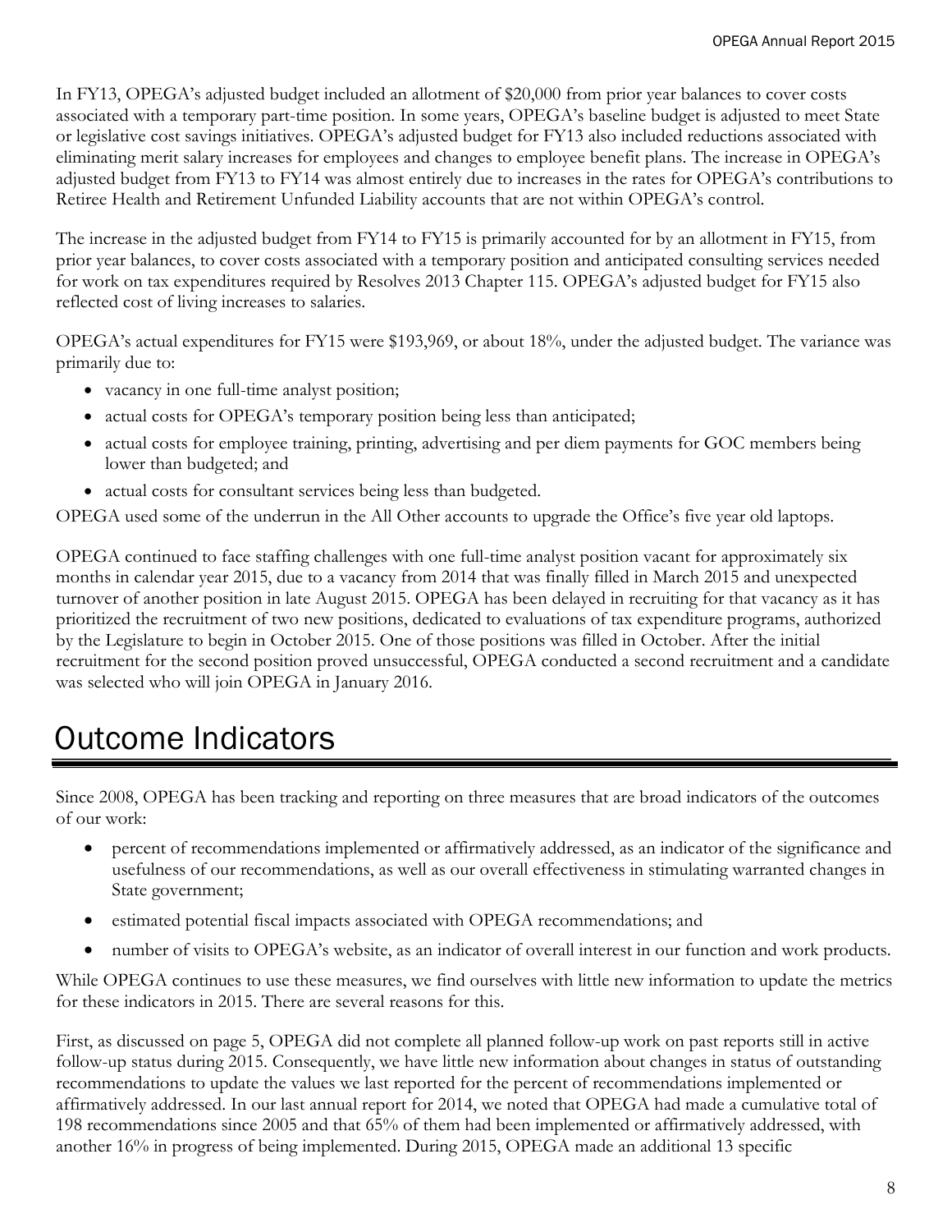In FY13, OPEGA's adjusted budget included an allotment of $20,000 from prior year balances to cover costs associated with a temporary part-time position. In some years, OPEGA's baseline budget is adjusted to meet State or legislative cost savings initiatives. OPEGA's adjusted budget for FY13 also included reductions associated with eliminating merit salary increases for employees and changes to employee benefit plans. The increase in OPEGA's adjusted budget from FY13 to FY14 was almost entirely due to increases in the rates for OPEGA's contributions to Retiree Health and Retirement Unfunded Liability accounts that are not within OPEGA's control.

The increase in the adjusted budget from FY14 to FY15 is primarily accounted for by an allotment in FY15, from prior year balances, to cover costs associated with a temporary position and anticipated consulting services needed for work on tax expenditures required by Resolves 2013 Chapter 115. OPEGA's adjusted budget for FY15 also reflected cost of living increases to salaries.

OPEGA's actual expenditures for FY15 were $193,969, or about 18%, under the adjusted budget. The variance was primarily due to:

- vacancy in one full-time analyst position;
- actual costs for OPEGA's temporary position being less than anticipated;
- actual costs for employee training, printing, advertising and per diem payments for GOC members being lower than budgeted; and
- actual costs for consultant services being less than budgeted.

OPEGA used some of the underrun in the All Other accounts to upgrade the Office's five year old laptops.

OPEGA continued to face staffing challenges with one full-time analyst position vacant for approximately six months in calendar year 2015, due to a vacancy from 2014 that was finally filled in March 2015 and unexpected turnover of another position in late August 2015. OPEGA has been delayed in recruiting for that vacancy as it has prioritized the recruitment of two new positions, dedicated to evaluations of tax expenditure programs, authorized by the Legislature to begin in October 2015. One of those positions was filled in October. After the initial recruitment for the second position proved unsuccessful, OPEGA conducted a second recruitment and a candidate was selected who will join OPEGA in January 2016.

# Outcome Indicators

Since 2008, OPEGA has been tracking and reporting on three measures that are broad indicators of the outcomes of our work:

- percent of recommendations implemented or affirmatively addressed, as an indicator of the significance and usefulness of our recommendations, as well as our overall effectiveness in stimulating warranted changes in State government;
- estimated potential fiscal impacts associated with OPEGA recommendations; and
- number of visits to OPEGA's website, as an indicator of overall interest in our function and work products.

While OPEGA continues to use these measures, we find ourselves with little new information to update the metrics for these indicators in 2015. There are several reasons for this.

First, as discussed on page 5, OPEGA did not complete all planned follow-up work on past reports still in active follow-up status during 2015. Consequently, we have little new information about changes in status of outstanding recommendations to update the values we last reported for the percent of recommendations implemented or affirmatively addressed. In our last annual report for 2014, we noted that OPEGA had made a cumulative total of 198 recommendations since 2005 and that 65% of them had been implemented or affirmatively addressed, with another 16% in progress of being implemented. During 2015, OPEGA made an additional 13 specific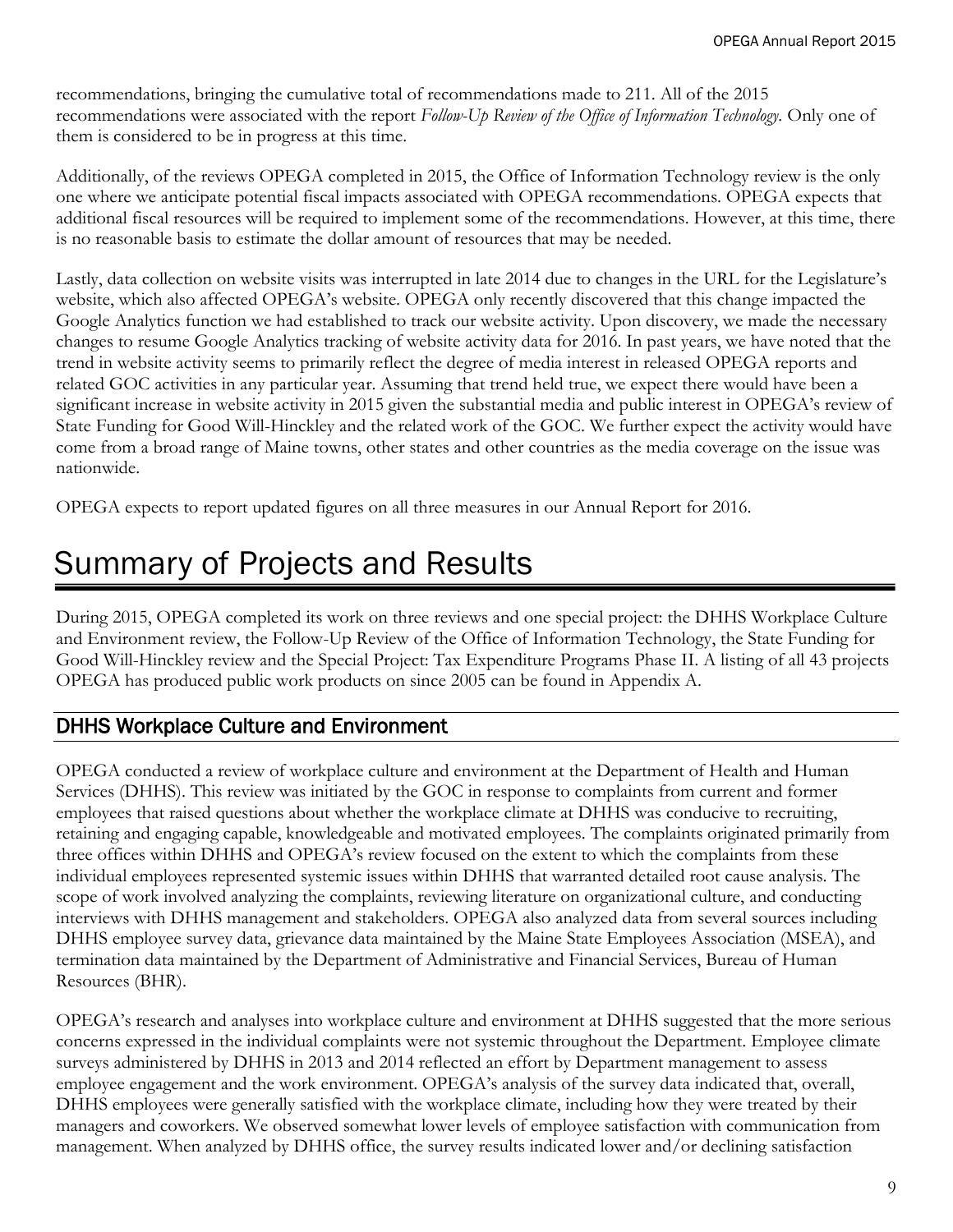recommendations, bringing the cumulative total of recommendations made to 211. All of the 2015 recommendations were associated with the report *Follow-Up Review of the Office of Information Technology*. Only one of them is considered to be in progress at this time.

Additionally, of the reviews OPEGA completed in 2015, the Office of Information Technology review is the only one where we anticipate potential fiscal impacts associated with OPEGA recommendations. OPEGA expects that additional fiscal resources will be required to implement some of the recommendations. However, at this time, there is no reasonable basis to estimate the dollar amount of resources that may be needed.

Lastly, data collection on website visits was interrupted in late 2014 due to changes in the URL for the Legislature's website, which also affected OPEGA's website. OPEGA only recently discovered that this change impacted the Google Analytics function we had established to track our website activity. Upon discovery, we made the necessary changes to resume Google Analytics tracking of website activity data for 2016. In past years, we have noted that the trend in website activity seems to primarily reflect the degree of media interest in released OPEGA reports and related GOC activities in any particular year. Assuming that trend held true, we expect there would have been a significant increase in website activity in 2015 given the substantial media and public interest in OPEGA's review of State Funding for Good Will-Hinckley and the related work of the GOC. We further expect the activity would have come from a broad range of Maine towns, other states and other countries as the media coverage on the issue was nationwide.

OPEGA expects to report updated figures on all three measures in our Annual Report for 2016.

# Summary of Projects and Results

During 2015, OPEGA completed its work on three reviews and one special project: the DHHS Workplace Culture and Environment review, the Follow-Up Review of the Office of Information Technology, the State Funding for Good Will-Hinckley review and the Special Project: Tax Expenditure Programs Phase II. A listing of all 43 projects OPEGA has produced public work products on since 2005 can be found in Appendix A.

## DHHS Workplace Culture and Environment

OPEGA conducted a review of workplace culture and environment at the Department of Health and Human Services (DHHS). This review was initiated by the GOC in response to complaints from current and former employees that raised questions about whether the workplace climate at DHHS was conducive to recruiting, retaining and engaging capable, knowledgeable and motivated employees. The complaints originated primarily from three offices within DHHS and OPEGA's review focused on the extent to which the complaints from these individual employees represented systemic issues within DHHS that warranted detailed root cause analysis. The scope of work involved analyzing the complaints, reviewing literature on organizational culture, and conducting interviews with DHHS management and stakeholders. OPEGA also analyzed data from several sources including DHHS employee survey data, grievance data maintained by the Maine State Employees Association (MSEA), and termination data maintained by the Department of Administrative and Financial Services, Bureau of Human Resources (BHR).

OPEGA's research and analyses into workplace culture and environment at DHHS suggested that the more serious concerns expressed in the individual complaints were not systemic throughout the Department. Employee climate surveys administered by DHHS in 2013 and 2014 reflected an effort by Department management to assess employee engagement and the work environment. OPEGA's analysis of the survey data indicated that, overall, DHHS employees were generally satisfied with the workplace climate, including how they were treated by their managers and coworkers. We observed somewhat lower levels of employee satisfaction with communication from management. When analyzed by DHHS office, the survey results indicated lower and/or declining satisfaction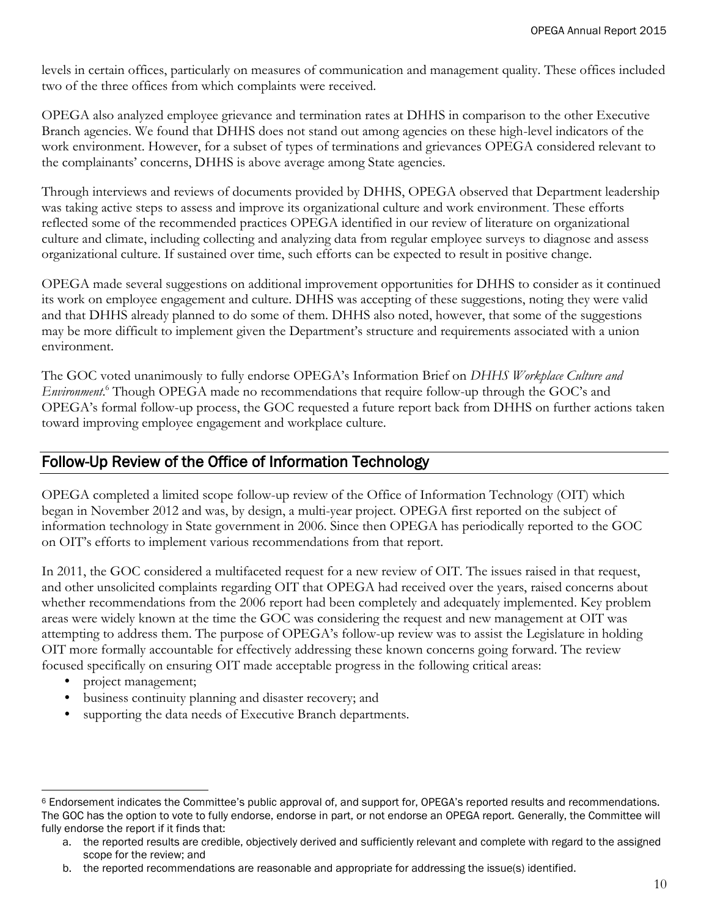levels in certain offices, particularly on measures of communication and management quality. These offices included two of the three offices from which complaints were received.

OPEGA also analyzed employee grievance and termination rates at DHHS in comparison to the other Executive Branch agencies. We found that DHHS does not stand out among agencies on these high-level indicators of the work environment. However, for a subset of types of terminations and grievances OPEGA considered relevant to the complainants' concerns, DHHS is above average among State agencies.

Through interviews and reviews of documents provided by DHHS, OPEGA observed that Department leadership was taking active steps to assess and improve its organizational culture and work environment. These efforts reflected some of the recommended practices OPEGA identified in our review of literature on organizational culture and climate, including collecting and analyzing data from regular employee surveys to diagnose and assess organizational culture. If sustained over time, such efforts can be expected to result in positive change.

OPEGA made several suggestions on additional improvement opportunities for DHHS to consider as it continued its work on employee engagement and culture. DHHS was accepting of these suggestions, noting they were valid and that DHHS already planned to do some of them. DHHS also noted, however, that some of the suggestions may be more difficult to implement given the Department's structure and requirements associated with a union environment.

The GOC voted unanimously to fully endorse OPEGA's Information Brief on *DHHS Workplace Culture and Environment*.[6] Though OPEGA made no recommendations that require follow-up through the GOC's and OPEGA's formal follow-up process, the GOC requested a future report back from DHHS on further actions taken toward improving employee engagement and workplace culture.

## Follow-Up Review of the Office of Information Technology

OPEGA completed a limited scope follow-up review of the Office of Information Technology (OIT) which began in November 2012 and was, by design, a multi-year project. OPEGA first reported on the subject of information technology in State government in 2006. Since then OPEGA has periodically reported to the GOC on OIT's efforts to implement various recommendations from that report.

In 2011, the GOC considered a multifaceted request for a new review of OIT. The issues raised in that request, and other unsolicited complaints regarding OIT that OPEGA had received over the years, raised concerns about whether recommendations from the 2006 report had been completely and adequately implemented. Key problem areas were widely known at the time the GOC was considering the request and new management at OIT was attempting to address them. The purpose of OPEGA's follow-up review was to assist the Legislature in holding OIT more formally accountable for effectively addressing these known concerns going forward. The review focused specifically on ensuring OIT made acceptable progress in the following critical areas:

- project management;
- business continuity planning and disaster recovery; and
- supporting the data needs of Executive Branch departments.

---

[6] Endorsement indicates the Committee's public approval of, and support for, OPEGA's reported results and recommendations. The GOC has the option to vote to fully endorse, endorse in part, or not endorse an OPEGA report. Generally, the Committee will fully endorse the report if it finds that:

a. the reported results are credible, objectively derived and sufficiently relevant and complete with regard to the assigned scope for the review; and
b. the reported recommendations are reasonable and appropriate for addressing the issue(s) identified.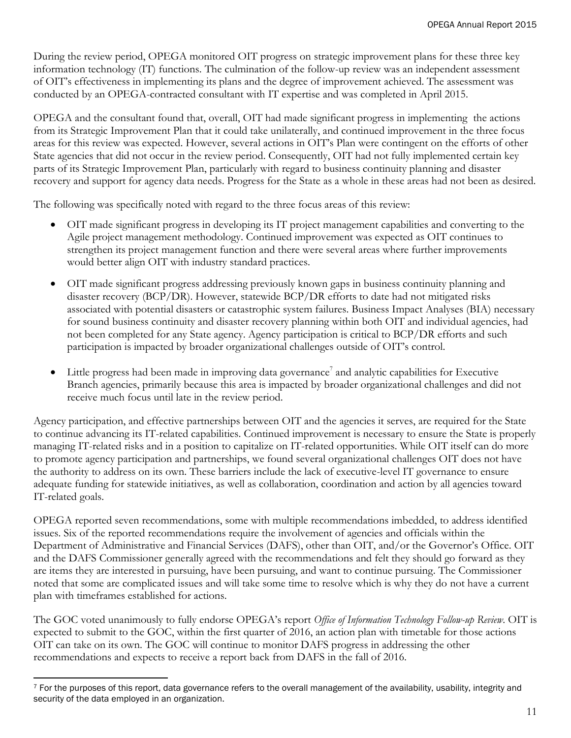During the review period, OPEGA monitored OIT progress on strategic improvement plans for these three key information technology (IT) functions. The culmination of the follow-up review was an independent assessment of OIT's effectiveness in implementing its plans and the degree of improvement achieved. The assessment was conducted by an OPEGA-contracted consultant with IT expertise and was completed in April 2015.

OPEGA and the consultant found that, overall, OIT had made significant progress in implementing the actions from its Strategic Improvement Plan that it could take unilaterally, and continued improvement in the three focus areas for this review was expected. However, several actions in OIT's Plan were contingent on the efforts of other State agencies that did not occur in the review period. Consequently, OIT had not fully implemented certain key parts of its Strategic Improvement Plan, particularly with regard to business continuity planning and disaster recovery and support for agency data needs. Progress for the State as a whole in these areas had not been as desired.

The following was specifically noted with regard to the three focus areas of this review:

- OIT made significant progress in developing its IT project management capabilities and converting to the Agile project management methodology. Continued improvement was expected as OIT continues to strengthen its project management function and there were several areas where further improvements would better align OIT with industry standard practices.
- OIT made significant progress addressing previously known gaps in business continuity planning and disaster recovery (BCP/DR). However, statewide BCP/DR efforts to date had not mitigated risks associated with potential disasters or catastrophic system failures. Business Impact Analyses (BIA) necessary for sound business continuity and disaster recovery planning within both OIT and individual agencies, had not been completed for any State agency. Agency participation is critical to BCP/DR efforts and such participation is impacted by broader organizational challenges outside of OIT's control.
- Little progress had been made in improving data governance[7] and analytic capabilities for Executive Branch agencies, primarily because this area is impacted by broader organizational challenges and did not receive much focus until late in the review period.

Agency participation, and effective partnerships between OIT and the agencies it serves, are required for the State to continue advancing its IT-related capabilities. Continued improvement is necessary to ensure the State is properly managing IT-related risks and in a position to capitalize on IT-related opportunities. While OIT itself can do more to promote agency participation and partnerships, we found several organizational challenges OIT does not have the authority to address on its own. These barriers include the lack of executive-level IT governance to ensure adequate funding for statewide initiatives, as well as collaboration, coordination and action by all agencies toward IT-related goals.

OPEGA reported seven recommendations, some with multiple recommendations imbedded, to address identified issues. Six of the reported recommendations require the involvement of agencies and officials within the Department of Administrative and Financial Services (DAFS), other than OIT, and/or the Governor's Office. OIT and the DAFS Commissioner generally agreed with the recommendations and felt they should go forward as they are items they are interested in pursuing, have been pursuing, and want to continue pursuing. The Commissioner noted that some are complicated issues and will take some time to resolve which is why they do not have a current plan with timeframes established for actions.

The GOC voted unanimously to fully endorse OPEGA's report *Office of Information Technology Follow-up Review*. OIT is expected to submit to the GOC, within the first quarter of 2016, an action plan with timetable for those actions OIT can take on its own. The GOC will continue to monitor DAFS progress in addressing the other recommendations and expects to receive a report back from DAFS in the fall of 2016.

[7] For the purposes of this report, data governance refers to the overall management of the availability, usability, integrity and security of the data employed in an organization.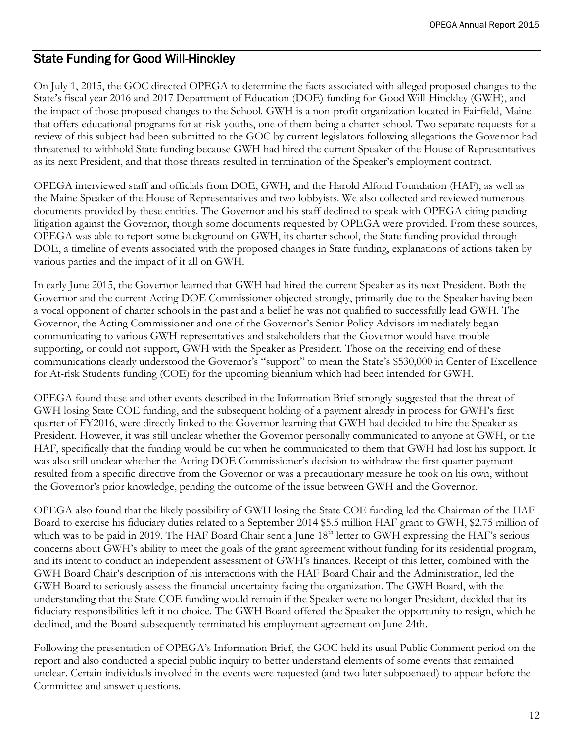## State Funding for Good Will-Hinckley

On July 1, 2015, the GOC directed OPEGA to determine the facts associated with alleged proposed changes to the State's fiscal year 2016 and 2017 Department of Education (DOE) funding for Good Will-Hinckley (GWH), and the impact of those proposed changes to the School. GWH is a non-profit organization located in Fairfield, Maine that offers educational programs for at-risk youths, one of them being a charter school. Two separate requests for a review of this subject had been submitted to the GOC by current legislators following allegations the Governor had threatened to withhold State funding because GWH had hired the current Speaker of the House of Representatives as its next President, and that those threats resulted in termination of the Speaker's employment contract.

OPEGA interviewed staff and officials from DOE, GWH, and the Harold Alfond Foundation (HAF), as well as the Maine Speaker of the House of Representatives and two lobbyists. We also collected and reviewed numerous documents provided by these entities. The Governor and his staff declined to speak with OPEGA citing pending litigation against the Governor, though some documents requested by OPEGA were provided. From these sources, OPEGA was able to report some background on GWH, its charter school, the State funding provided through DOE, a timeline of events associated with the proposed changes in State funding, explanations of actions taken by various parties and the impact of it all on GWH.

In early June 2015, the Governor learned that GWH had hired the current Speaker as its next President. Both the Governor and the current Acting DOE Commissioner objected strongly, primarily due to the Speaker having been a vocal opponent of charter schools in the past and a belief he was not qualified to successfully lead GWH. The Governor, the Acting Commissioner and one of the Governor's Senior Policy Advisors immediately began communicating to various GWH representatives and stakeholders that the Governor would have trouble supporting, or could not support, GWH with the Speaker as President. Those on the receiving end of these communications clearly understood the Governor's "support" to mean the State's $530,000 in Center of Excellence for At-risk Students funding (COE) for the upcoming biennium which had been intended for GWH.

OPEGA found these and other events described in the Information Brief strongly suggested that the threat of GWH losing State COE funding, and the subsequent holding of a payment already in process for GWH's first quarter of FY2016, were directly linked to the Governor learning that GWH had decided to hire the Speaker as President. However, it was still unclear whether the Governor personally communicated to anyone at GWH, or the HAF, specifically that the funding would be cut when he communicated to them that GWH had lost his support. It was also still unclear whether the Acting DOE Commissioner's decision to withdraw the first quarter payment resulted from a specific directive from the Governor or was a precautionary measure he took on his own, without the Governor's prior knowledge, pending the outcome of the issue between GWH and the Governor.

OPEGA also found that the likely possibility of GWH losing the State COE funding led the Chairman of the HAF Board to exercise his fiduciary duties related to a September 2014 $5.5 million HAF grant to GWH, $2.75 million of which was to be paid in 2019. The HAF Board Chair sent a June 18th letter to GWH expressing the HAF's serious concerns about GWH's ability to meet the goals of the grant agreement without funding for its residential program, and its intent to conduct an independent assessment of GWH's finances. Receipt of this letter, combined with the GWH Board Chair's description of his interactions with the HAF Board Chair and the Administration, led the GWH Board to seriously assess the financial uncertainty facing the organization. The GWH Board, with the understanding that the State COE funding would remain if the Speaker were no longer President, decided that its fiduciary responsibilities left it no choice. The GWH Board offered the Speaker the opportunity to resign, which he declined, and the Board subsequently terminated his employment agreement on June 24th.

Following the presentation of OPEGA's Information Brief, the GOC held its usual Public Comment period on the report and also conducted a special public inquiry to better understand elements of some events that remained unclear. Certain individuals involved in the events were requested (and two later subpoenaed) to appear before the Committee and answer questions.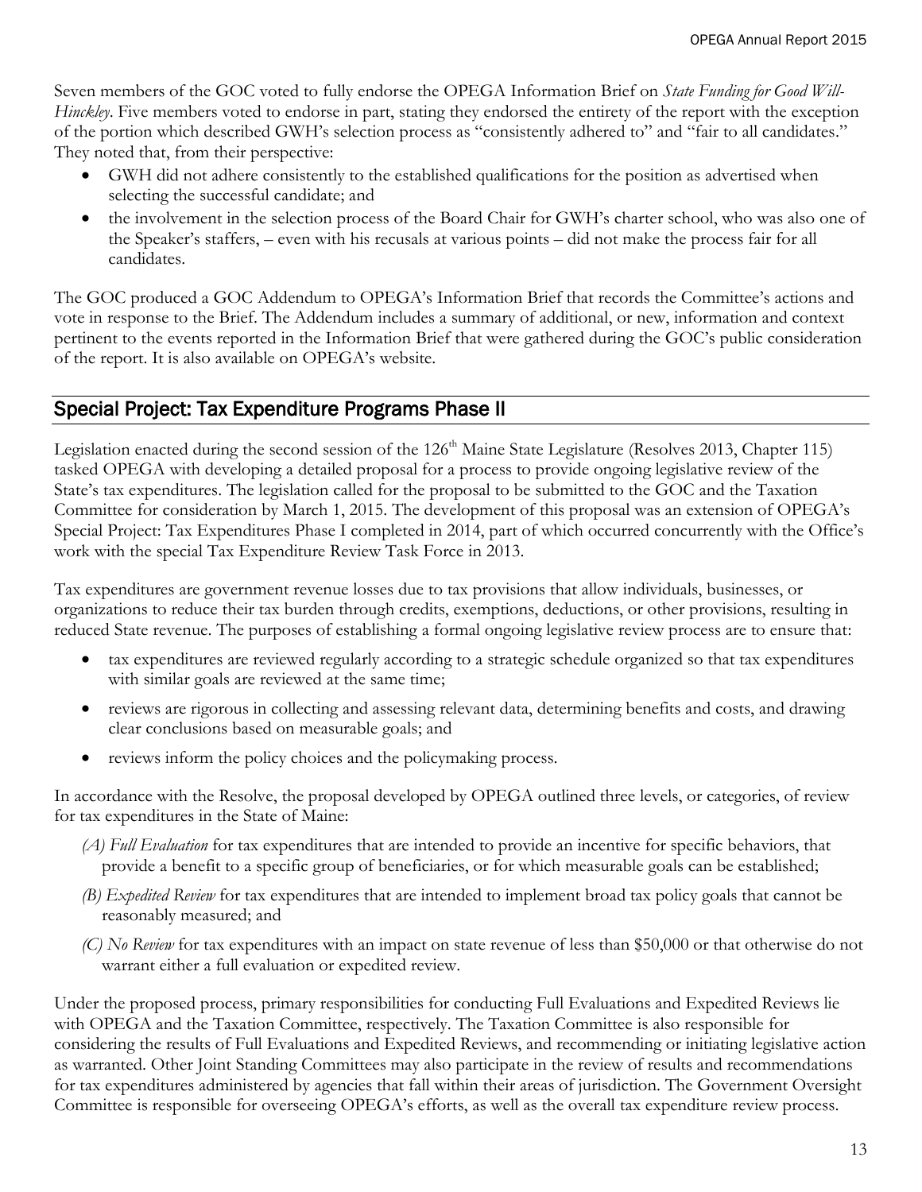Seven members of the GOC voted to fully endorse the OPEGA Information Brief on *State Funding for Good Will-Hinckley*. Five members voted to endorse in part, stating they endorsed the entirety of the report with the exception of the portion which described GWH's selection process as "consistently adhered to" and "fair to all candidates." They noted that, from their perspective:

- GWH did not adhere consistently to the established qualifications for the position as advertised when selecting the successful candidate; and
- the involvement in the selection process of the Board Chair for GWH's charter school, who was also one of the Speaker's staffers, – even with his recusals at various points – did not make the process fair for all candidates.

The GOC produced a GOC Addendum to OPEGA's Information Brief that records the Committee's actions and vote in response to the Brief. The Addendum includes a summary of additional, or new, information and context pertinent to the events reported in the Information Brief that were gathered during the GOC's public consideration of the report. It is also available on OPEGA's website.

## Special Project: Tax Expenditure Programs Phase II

Legislation enacted during the second session of the 126th Maine State Legislature (Resolves 2013, Chapter 115) tasked OPEGA with developing a detailed proposal for a process to provide ongoing legislative review of the State's tax expenditures. The legislation called for the proposal to be submitted to the GOC and the Taxation Committee for consideration by March 1, 2015. The development of this proposal was an extension of OPEGA's Special Project: Tax Expenditures Phase I completed in 2014, part of which occurred concurrently with the Office's work with the special Tax Expenditure Review Task Force in 2013.

Tax expenditures are government revenue losses due to tax provisions that allow individuals, businesses, or organizations to reduce their tax burden through credits, exemptions, deductions, or other provisions, resulting in reduced State revenue. The purposes of establishing a formal ongoing legislative review process are to ensure that:

- tax expenditures are reviewed regularly according to a strategic schedule organized so that tax expenditures with similar goals are reviewed at the same time;
- reviews are rigorous in collecting and assessing relevant data, determining benefits and costs, and drawing clear conclusions based on measurable goals; and
- reviews inform the policy choices and the policymaking process.

In accordance with the Resolve, the proposal developed by OPEGA outlined three levels, or categories, of review for tax expenditures in the State of Maine:

*(A) Full Evaluation* for tax expenditures that are intended to provide an incentive for specific behaviors, that provide a benefit to a specific group of beneficiaries, or for which measurable goals can be established;

*(B) Expedited Review* for tax expenditures that are intended to implement broad tax policy goals that cannot be reasonably measured; and

*(C) No Review* for tax expenditures with an impact on state revenue of less than $50,000 or that otherwise do not warrant either a full evaluation or expedited review.

Under the proposed process, primary responsibilities for conducting Full Evaluations and Expedited Reviews lie with OPEGA and the Taxation Committee, respectively. The Taxation Committee is also responsible for considering the results of Full Evaluations and Expedited Reviews, and recommending or initiating legislative action as warranted. Other Joint Standing Committees may also participate in the review of results and recommendations for tax expenditures administered by agencies that fall within their areas of jurisdiction. The Government Oversight Committee is responsible for overseeing OPEGA's efforts, as well as the overall tax expenditure review process.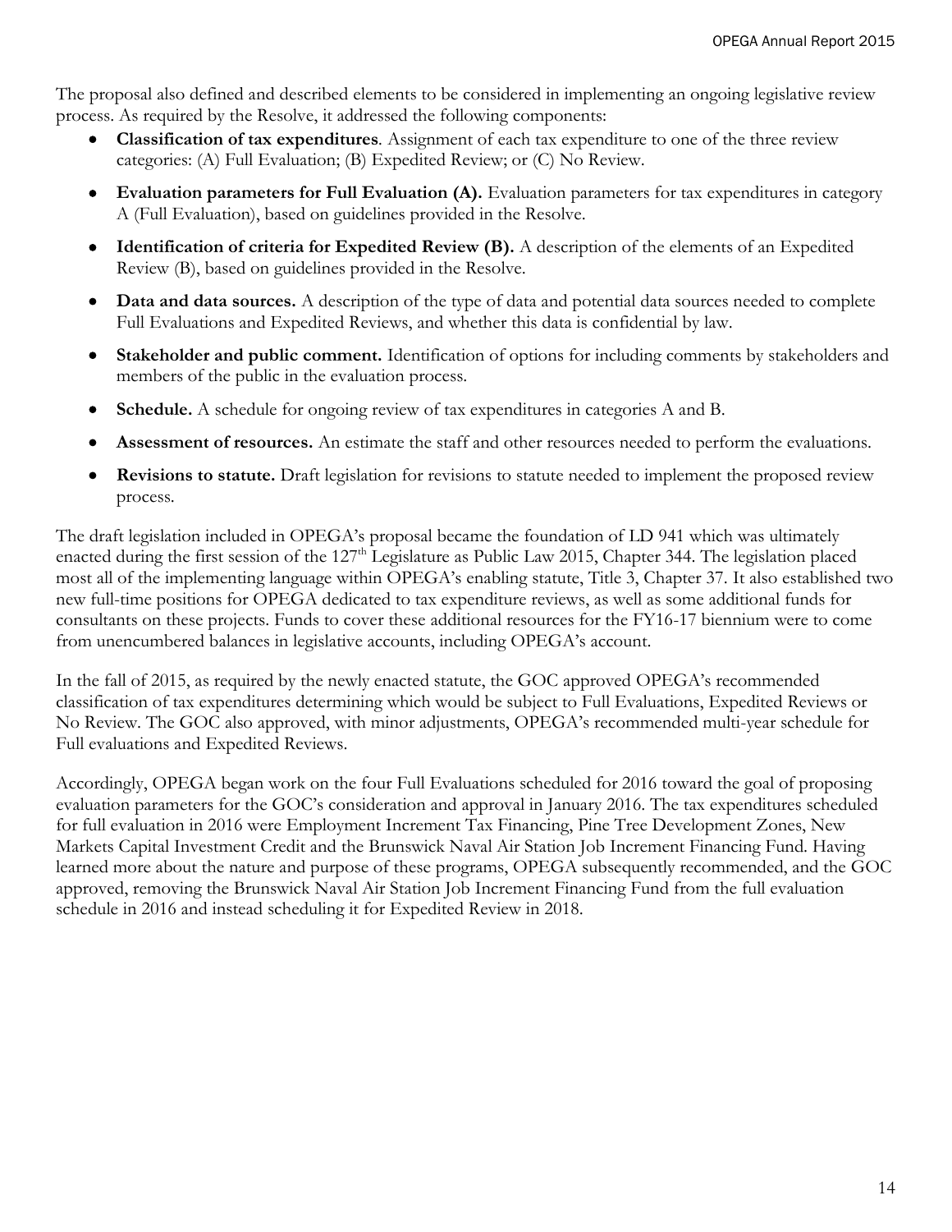The proposal also defined and described elements to be considered in implementing an ongoing legislative review process. As required by the Resolve, it addressed the following components:

- **Classification of tax expenditures**. Assignment of each tax expenditure to one of the three review categories: (A) Full Evaluation; (B) Expedited Review; or (C) No Review.
- **Evaluation parameters for Full Evaluation (A).** Evaluation parameters for tax expenditures in category A (Full Evaluation), based on guidelines provided in the Resolve.
- **Identification of criteria for Expedited Review (B).** A description of the elements of an Expedited Review (B), based on guidelines provided in the Resolve.
- **Data and data sources.** A description of the type of data and potential data sources needed to complete Full Evaluations and Expedited Reviews, and whether this data is confidential by law.
- **Stakeholder and public comment.** Identification of options for including comments by stakeholders and members of the public in the evaluation process.
- **Schedule.** A schedule for ongoing review of tax expenditures in categories A and B.
- **Assessment of resources.** An estimate the staff and other resources needed to perform the evaluations.
- **Revisions to statute.** Draft legislation for revisions to statute needed to implement the proposed review process.

The draft legislation included in OPEGA's proposal became the foundation of LD 941 which was ultimately enacted during the first session of the 127th Legislature as Public Law 2015, Chapter 344. The legislation placed most all of the implementing language within OPEGA's enabling statute, Title 3, Chapter 37. It also established two new full-time positions for OPEGA dedicated to tax expenditure reviews, as well as some additional funds for consultants on these projects. Funds to cover these additional resources for the FY16-17 biennium were to come from unencumbered balances in legislative accounts, including OPEGA's account.

In the fall of 2015, as required by the newly enacted statute, the GOC approved OPEGA's recommended classification of tax expenditures determining which would be subject to Full Evaluations, Expedited Reviews or No Review. The GOC also approved, with minor adjustments, OPEGA's recommended multi-year schedule for Full evaluations and Expedited Reviews.

Accordingly, OPEGA began work on the four Full Evaluations scheduled for 2016 toward the goal of proposing evaluation parameters for the GOC's consideration and approval in January 2016. The tax expenditures scheduled for full evaluation in 2016 were Employment Increment Tax Financing, Pine Tree Development Zones, New Markets Capital Investment Credit and the Brunswick Naval Air Station Job Increment Financing Fund. Having learned more about the nature and purpose of these programs, OPEGA subsequently recommended, and the GOC approved, removing the Brunswick Naval Air Station Job Increment Financing Fund from the full evaluation schedule in 2016 and instead scheduling it for Expedited Review in 2018.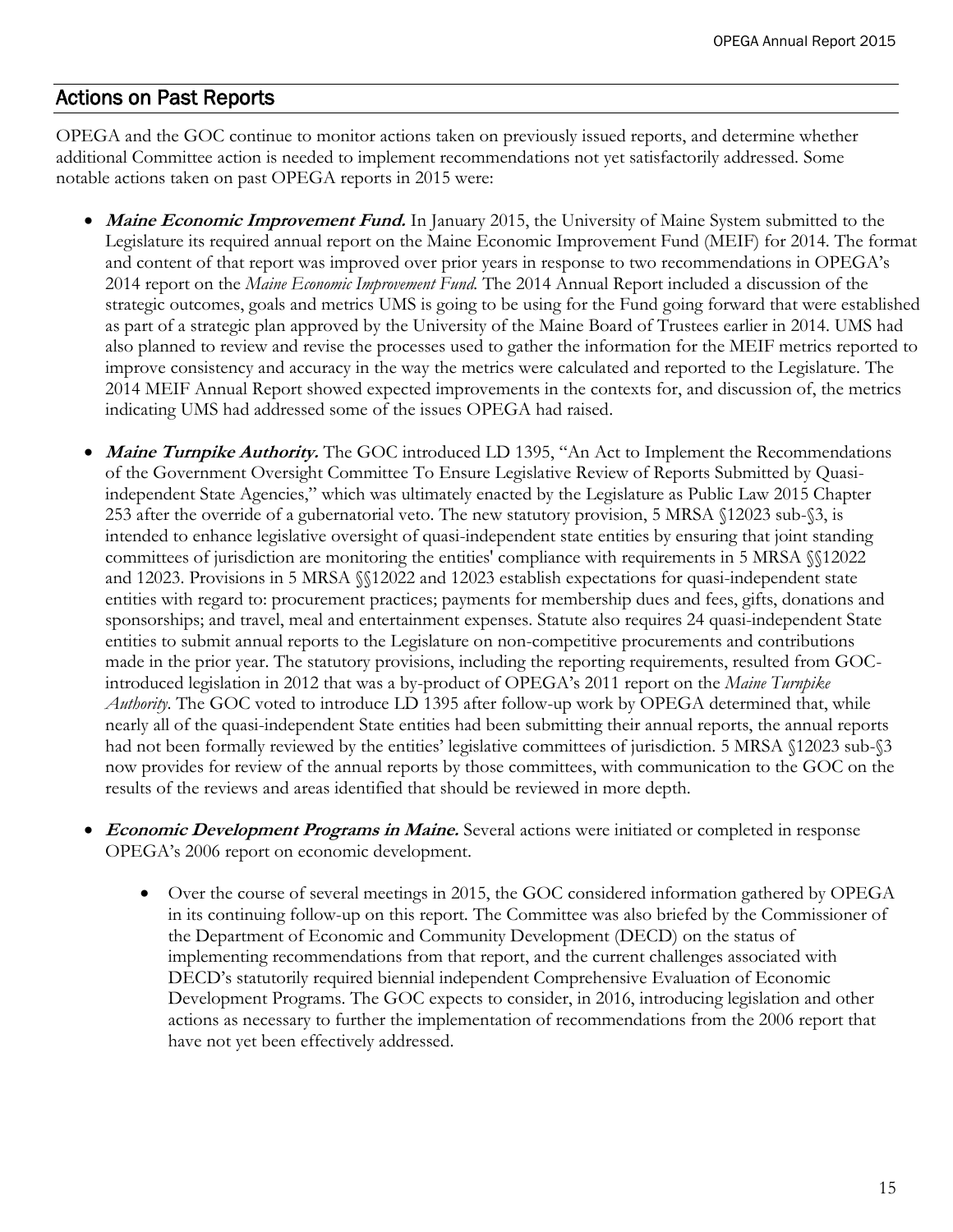## Actions on Past Reports

OPEGA and the GOC continue to monitor actions taken on previously issued reports, and determine whether additional Committee action is needed to implement recommendations not yet satisfactorily addressed. Some notable actions taken on past OPEGA reports in 2015 were:

- ***Maine Economic Improvement Fund.*** In January 2015, the University of Maine System submitted to the Legislature its required annual report on the Maine Economic Improvement Fund (MEIF) for 2014. The format and content of that report was improved over prior years in response to two recommendations in OPEGA's 2014 report on the *Maine Economic Improvement Fund.* The 2014 Annual Report included a discussion of the strategic outcomes, goals and metrics UMS is going to be using for the Fund going forward that were established as part of a strategic plan approved by the University of the Maine Board of Trustees earlier in 2014. UMS had also planned to review and revise the processes used to gather the information for the MEIF metrics reported to improve consistency and accuracy in the way the metrics were calculated and reported to the Legislature. The 2014 MEIF Annual Report showed expected improvements in the contexts for, and discussion of, the metrics indicating UMS had addressed some of the issues OPEGA had raised.

- ***Maine Turnpike Authority.*** The GOC introduced LD 1395, "An Act to Implement the Recommendations of the Government Oversight Committee To Ensure Legislative Review of Reports Submitted by Quasi-independent State Agencies," which was ultimately enacted by the Legislature as Public Law 2015 Chapter 253 after the override of a gubernatorial veto. The new statutory provision, 5 MRSA §12023 sub-§3, is intended to enhance legislative oversight of quasi-independent state entities by ensuring that joint standing committees of jurisdiction are monitoring the entities' compliance with requirements in 5 MRSA §§12022 and 12023. Provisions in 5 MRSA §§12022 and 12023 establish expectations for quasi-independent state entities with regard to: procurement practices; payments for membership dues and fees, gifts, donations and sponsorships; and travel, meal and entertainment expenses. Statute also requires 24 quasi-independent State entities to submit annual reports to the Legislature on non-competitive procurements and contributions made in the prior year. The statutory provisions, including the reporting requirements, resulted from GOC-introduced legislation in 2012 that was a by-product of OPEGA's 2011 report on the *Maine Turnpike Authority*. The GOC voted to introduce LD 1395 after follow-up work by OPEGA determined that, while nearly all of the quasi-independent State entities had been submitting their annual reports, the annual reports had not been formally reviewed by the entities' legislative committees of jurisdiction. 5 MRSA §12023 sub-§3 now provides for review of the annual reports by those committees, with communication to the GOC on the results of the reviews and areas identified that should be reviewed in more depth.

- ***Economic Development Programs in Maine.*** Several actions were initiated or completed in response OPEGA's 2006 report on economic development.

  - Over the course of several meetings in 2015, the GOC considered information gathered by OPEGA in its continuing follow-up on this report. The Committee was also briefed by the Commissioner of the Department of Economic and Community Development (DECD) on the status of implementing recommendations from that report, and the current challenges associated with DECD's statutorily required biennial independent Comprehensive Evaluation of Economic Development Programs. The GOC expects to consider, in 2016, introducing legislation and other actions as necessary to further the implementation of recommendations from the 2006 report that have not yet been effectively addressed.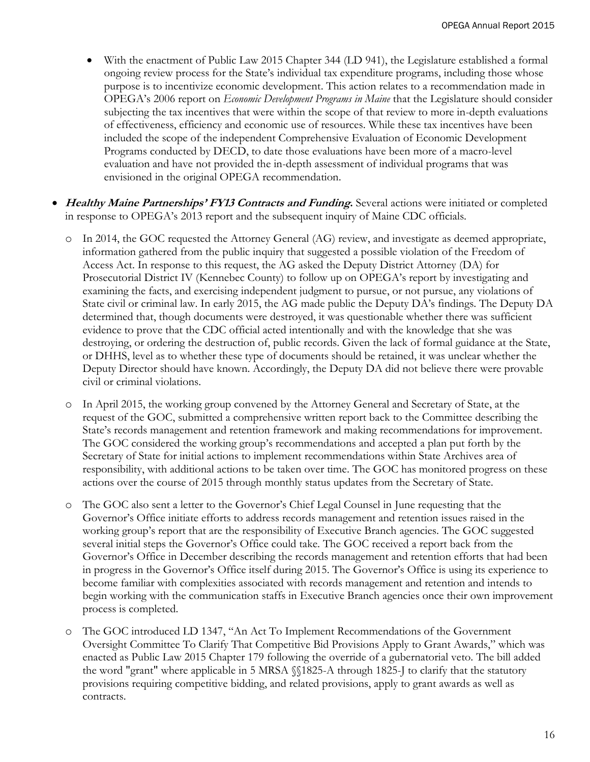- With the enactment of Public Law 2015 Chapter 344 (LD 941), the Legislature established a formal ongoing review process for the State's individual tax expenditure programs, including those whose purpose is to incentivize economic development. This action relates to a recommendation made in OPEGA's 2006 report on *Economic Development Programs in Maine* that the Legislature should consider subjecting the tax incentives that were within the scope of that review to more in-depth evaluations of effectiveness, efficiency and economic use of resources. While these tax incentives have been included the scope of the independent Comprehensive Evaluation of Economic Development Programs conducted by DECD, to date those evaluations have been more of a macro-level evaluation and have not provided the in-depth assessment of individual programs that was envisioned in the original OPEGA recommendation.

- ***Healthy Maine Partnerships' FY13 Contracts and Funding.*** Several actions were initiated or completed in response to OPEGA's 2013 report and the subsequent inquiry of Maine CDC officials.
  - In 2014, the GOC requested the Attorney General (AG) review, and investigate as deemed appropriate, information gathered from the public inquiry that suggested a possible violation of the Freedom of Access Act. In response to this request, the AG asked the Deputy District Attorney (DA) for Prosecutorial District IV (Kennebec County) to follow up on OPEGA's report by investigating and examining the facts, and exercising independent judgment to pursue, or not pursue, any violations of State civil or criminal law. In early 2015, the AG made public the Deputy DA's findings. The Deputy DA determined that, though documents were destroyed, it was questionable whether there was sufficient evidence to prove that the CDC official acted intentionally and with the knowledge that she was destroying, or ordering the destruction of, public records. Given the lack of formal guidance at the State, or DHHS, level as to whether these type of documents should be retained, it was unclear whether the Deputy Director should have known. Accordingly, the Deputy DA did not believe there were provable civil or criminal violations.
  - In April 2015, the working group convened by the Attorney General and Secretary of State, at the request of the GOC, submitted a comprehensive written report back to the Committee describing the State's records management and retention framework and making recommendations for improvement. The GOC considered the working group's recommendations and accepted a plan put forth by the Secretary of State for initial actions to implement recommendations within State Archives area of responsibility, with additional actions to be taken over time. The GOC has monitored progress on these actions over the course of 2015 through monthly status updates from the Secretary of State.
  - The GOC also sent a letter to the Governor's Chief Legal Counsel in June requesting that the Governor's Office initiate efforts to address records management and retention issues raised in the working group's report that are the responsibility of Executive Branch agencies. The GOC suggested several initial steps the Governor's Office could take. The GOC received a report back from the Governor's Office in December describing the records management and retention efforts that had been in progress in the Governor's Office itself during 2015. The Governor's Office is using its experience to become familiar with complexities associated with records management and retention and intends to begin working with the communication staffs in Executive Branch agencies once their own improvement process is completed.
  - The GOC introduced LD 1347, "An Act To Implement Recommendations of the Government Oversight Committee To Clarify That Competitive Bid Provisions Apply to Grant Awards," which was enacted as Public Law 2015 Chapter 179 following the override of a gubernatorial veto. The bill added the word "grant" where applicable in 5 MRSA §§1825-A through 1825-J to clarify that the statutory provisions requiring competitive bidding, and related provisions, apply to grant awards as well as contracts.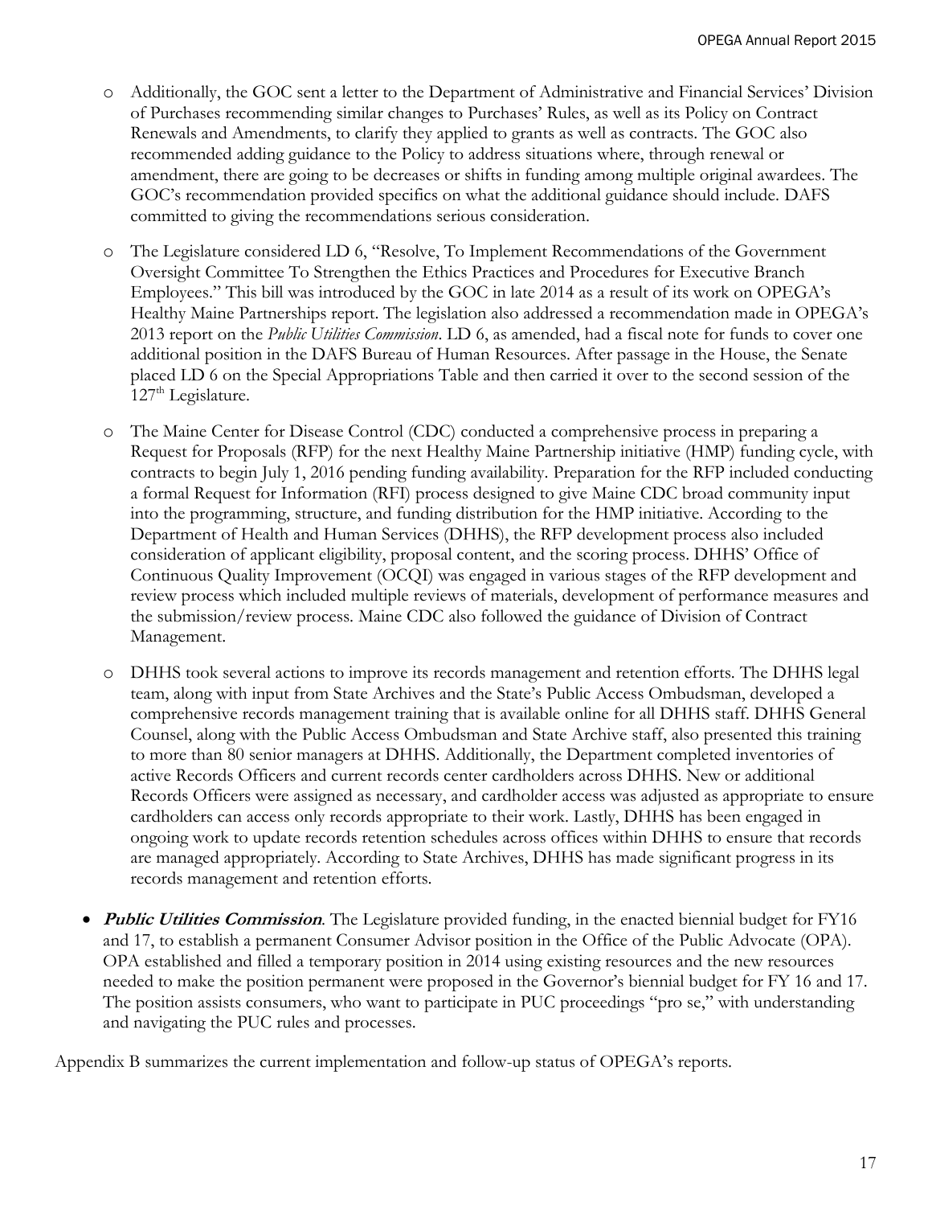- Additionally, the GOC sent a letter to the Department of Administrative and Financial Services' Division of Purchases recommending similar changes to Purchases' Rules, as well as its Policy on Contract Renewals and Amendments, to clarify they applied to grants as well as contracts. The GOC also recommended adding guidance to the Policy to address situations where, through renewal or amendment, there are going to be decreases or shifts in funding among multiple original awardees. The GOC's recommendation provided specifics on what the additional guidance should include. DAFS committed to giving the recommendations serious consideration.

- The Legislature considered LD 6, "Resolve, To Implement Recommendations of the Government Oversight Committee To Strengthen the Ethics Practices and Procedures for Executive Branch Employees." This bill was introduced by the GOC in late 2014 as a result of its work on OPEGA's Healthy Maine Partnerships report. The legislation also addressed a recommendation made in OPEGA's 2013 report on the *Public Utilities Commission*. LD 6, as amended, had a fiscal note for funds to cover one additional position in the DAFS Bureau of Human Resources. After passage in the House, the Senate placed LD 6 on the Special Appropriations Table and then carried it over to the second session of the 127th Legislature.

- The Maine Center for Disease Control (CDC) conducted a comprehensive process in preparing a Request for Proposals (RFP) for the next Healthy Maine Partnership initiative (HMP) funding cycle, with contracts to begin July 1, 2016 pending funding availability. Preparation for the RFP included conducting a formal Request for Information (RFI) process designed to give Maine CDC broad community input into the programming, structure, and funding distribution for the HMP initiative. According to the Department of Health and Human Services (DHHS), the RFP development process also included consideration of applicant eligibility, proposal content, and the scoring process. DHHS' Office of Continuous Quality Improvement (OCQI) was engaged in various stages of the RFP development and review process which included multiple reviews of materials, development of performance measures and the submission/review process. Maine CDC also followed the guidance of Division of Contract Management.

- DHHS took several actions to improve its records management and retention efforts. The DHHS legal team, along with input from State Archives and the State's Public Access Ombudsman, developed a comprehensive records management training that is available online for all DHHS staff. DHHS General Counsel, along with the Public Access Ombudsman and State Archive staff, also presented this training to more than 80 senior managers at DHHS. Additionally, the Department completed inventories of active Records Officers and current records center cardholders across DHHS. New or additional Records Officers were assigned as necessary, and cardholder access was adjusted as appropriate to ensure cardholders can access only records appropriate to their work. Lastly, DHHS has been engaged in ongoing work to update records retention schedules across offices within DHHS to ensure that records are managed appropriately. According to State Archives, DHHS has made significant progress in its records management and retention efforts.

- ***Public Utilities Commission***. The Legislature provided funding, in the enacted biennial budget for FY16 and 17, to establish a permanent Consumer Advisor position in the Office of the Public Advocate (OPA). OPA established and filled a temporary position in 2014 using existing resources and the new resources needed to make the position permanent were proposed in the Governor's biennial budget for FY 16 and 17. The position assists consumers, who want to participate in PUC proceedings "pro se," with understanding and navigating the PUC rules and processes.

Appendix B summarizes the current implementation and follow-up status of OPEGA's reports.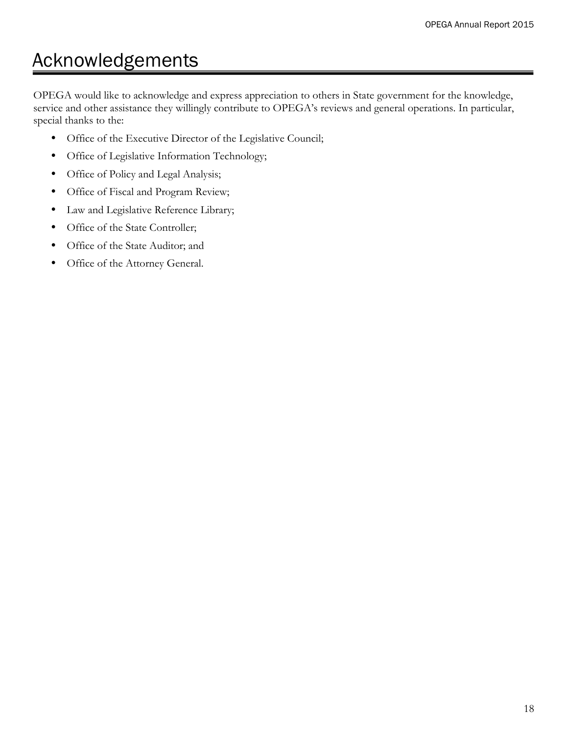# Acknowledgements

OPEGA would like to acknowledge and express appreciation to others in State government for the knowledge, service and other assistance they willingly contribute to OPEGA's reviews and general operations. In particular, special thanks to the:

- Office of the Executive Director of the Legislative Council;
- Office of Legislative Information Technology;
- Office of Policy and Legal Analysis;
- Office of Fiscal and Program Review;
- Law and Legislative Reference Library;
- Office of the State Controller;
- Office of the State Auditor; and
- Office of the Attorney General.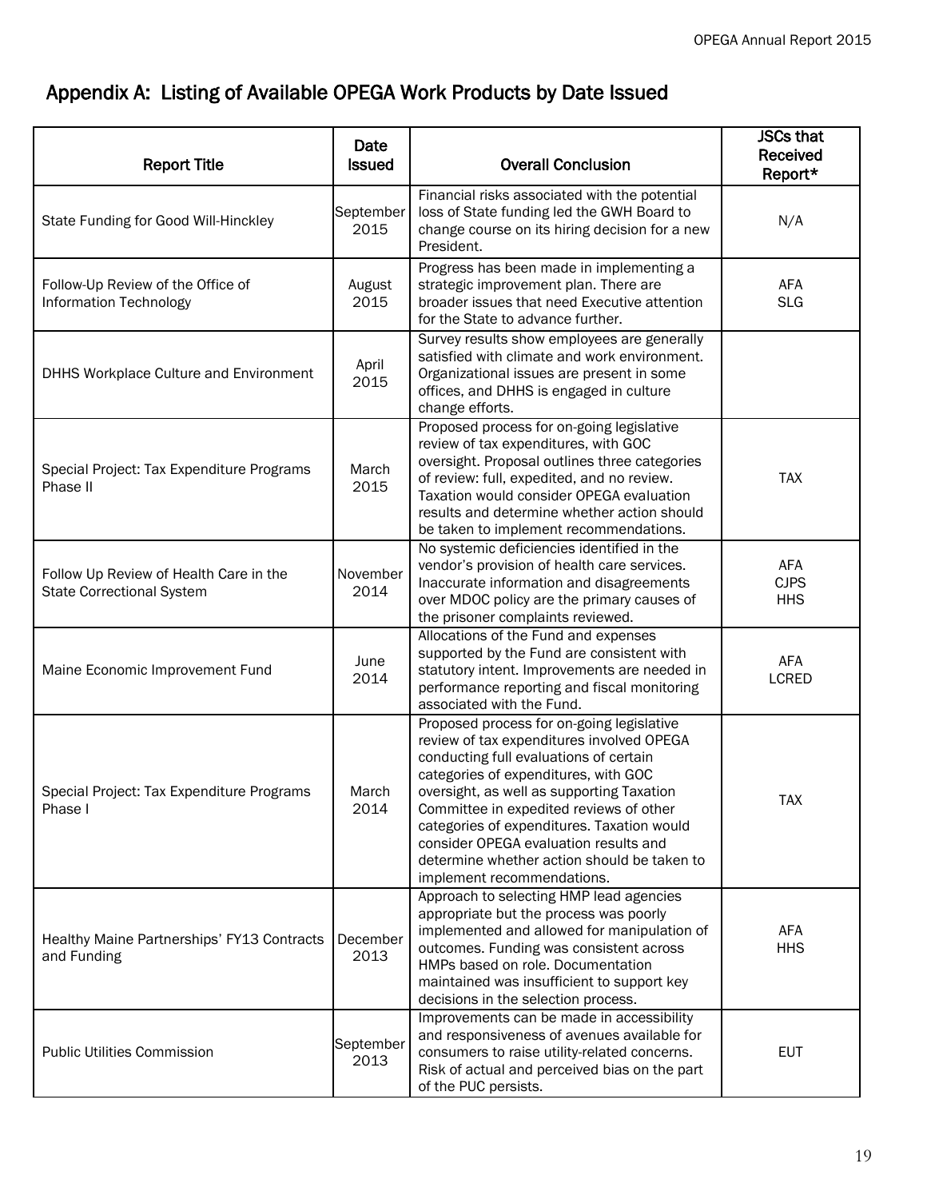## Appendix A: Listing of Available OPEGA Work Products by Date Issued

| Report Title | Date Issued | Overall Conclusion | JSCs that Received Report* |
|---|---|---|---|
| State Funding for Good Will-Hinckley | September 2015 | Financial risks associated with the potential loss of State funding led the GWH Board to change course on its hiring decision for a new President. | N/A |
| Follow-Up Review of the Office of Information Technology | August 2015 | Progress has been made in implementing a strategic improvement plan. There are broader issues that need Executive attention for the State to advance further. | AFA<br>SLG |
| DHHS Workplace Culture and Environment | April 2015 | Survey results show employees are generally satisfied with climate and work environment. Organizational issues are present in some offices, and DHHS is engaged in culture change efforts. | |
| Special Project: Tax Expenditure Programs Phase II | March 2015 | Proposed process for on-going legislative review of tax expenditures, with GOC oversight. Proposal outlines three categories of review: full, expedited, and no review. Taxation would consider OPEGA evaluation results and determine whether action should be taken to implement recommendations. | TAX |
| Follow Up Review of Health Care in the State Correctional System | November 2014 | No systemic deficiencies identified in the vendor's provision of health care services. Inaccurate information and disagreements over MDOC policy are the primary causes of the prisoner complaints reviewed. | AFA<br>CJPS<br>HHS |
| Maine Economic Improvement Fund | June 2014 | Allocations of the Fund and expenses supported by the Fund are consistent with statutory intent. Improvements are needed in performance reporting and fiscal monitoring associated with the Fund. | AFA<br>LCRED |
| Special Project: Tax Expenditure Programs Phase I | March 2014 | Proposed process for on-going legislative review of tax expenditures involved OPEGA conducting full evaluations of certain categories of expenditures, with GOC oversight, as well as supporting Taxation Committee in expedited reviews of other categories of expenditures. Taxation would consider OPEGA evaluation results and determine whether action should be taken to implement recommendations. | TAX |
| Healthy Maine Partnerships' FY13 Contracts and Funding | December 2013 | Approach to selecting HMP lead agencies appropriate but the process was poorly implemented and allowed for manipulation of outcomes. Funding was consistent across HMPs based on role. Documentation maintained was insufficient to support key decisions in the selection process. | AFA<br>HHS |
| Public Utilities Commission | September 2013 | Improvements can be made in accessibility and responsiveness of avenues available for consumers to raise utility-related concerns. Risk of actual and perceived bias on the part of the PUC persists. | EUT |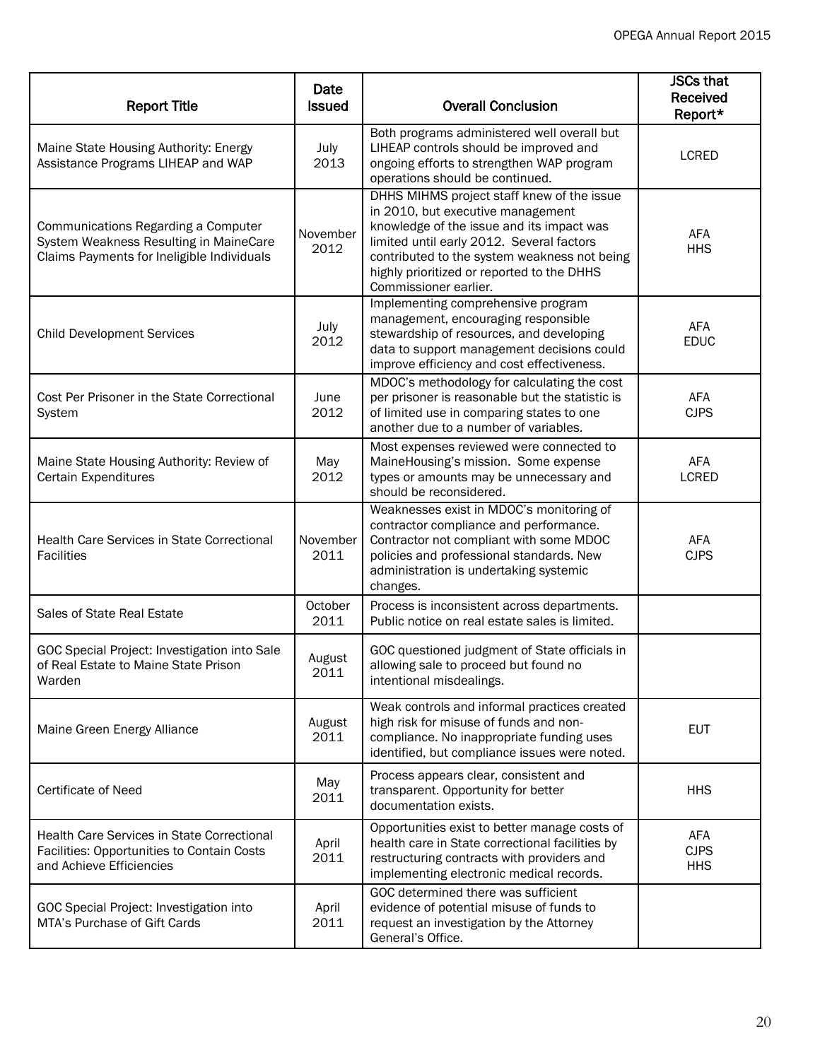| Report Title | Date Issued | Overall Conclusion | JSCs that Received Report* |
|---|---|---|---|
| Maine State Housing Authority: Energy Assistance Programs LIHEAP and WAP | July 2013 | Both programs administered well overall but LIHEAP controls should be improved and ongoing efforts to strengthen WAP program operations should be continued. | LCRED |
| Communications Regarding a Computer System Weakness Resulting in MaineCare Claims Payments for Ineligible Individuals | November 2012 | DHHS MIHMS project staff knew of the issue in 2010, but executive management knowledge of the issue and its impact was limited until early 2012. Several factors contributed to the system weakness not being highly prioritized or reported to the DHHS Commissioner earlier. | AFA<br>HHS |
| Child Development Services | July 2012 | Implementing comprehensive program management, encouraging responsible stewardship of resources, and developing data to support management decisions could improve efficiency and cost effectiveness. | AFA<br>EDUC |
| Cost Per Prisoner in the State Correctional System | June 2012 | MDOC's methodology for calculating the cost per prisoner is reasonable but the statistic is of limited use in comparing states to one another due to a number of variables. | AFA<br>CJPS |
| Maine State Housing Authority: Review of Certain Expenditures | May 2012 | Most expenses reviewed were connected to MaineHousing's mission. Some expense types or amounts may be unnecessary and should be reconsidered. | AFA<br>LCRED |
| Health Care Services in State Correctional Facilities | November 2011 | Weaknesses exist in MDOC's monitoring of contractor compliance and performance. Contractor not compliant with some MDOC policies and professional standards. New administration is undertaking systemic changes. | AFA<br>CJPS |
| Sales of State Real Estate | October 2011 | Process is inconsistent across departments. Public notice on real estate sales is limited. | |
| GOC Special Project: Investigation into Sale of Real Estate to Maine State Prison Warden | August 2011 | GOC questioned judgment of State officials in allowing sale to proceed but found no intentional misdealings. | |
| Maine Green Energy Alliance | August 2011 | Weak controls and informal practices created high risk for misuse of funds and non-compliance. No inappropriate funding uses identified, but compliance issues were noted. | EUT |
| Certificate of Need | May 2011 | Process appears clear, consistent and transparent. Opportunity for better documentation exists. | HHS |
| Health Care Services in State Correctional Facilities: Opportunities to Contain Costs and Achieve Efficiencies | April 2011 | Opportunities exist to better manage costs of health care in State correctional facilities by restructuring contracts with providers and implementing electronic medical records. | AFA<br>CJPS<br>HHS |
| GOC Special Project: Investigation into MTA's Purchase of Gift Cards | April 2011 | GOC determined there was sufficient evidence of potential misuse of funds to request an investigation by the Attorney General's Office. | |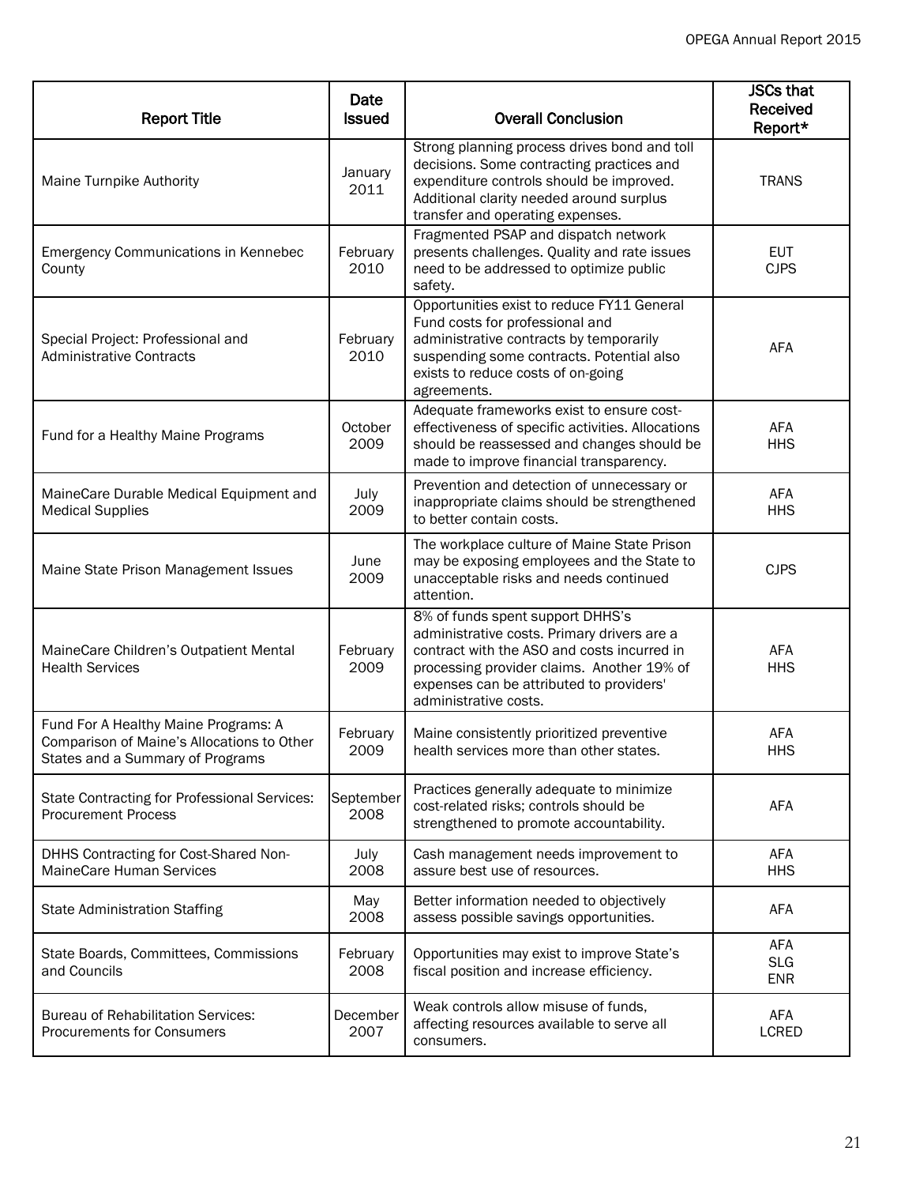| Report Title | Date Issued | Overall Conclusion | JSCs that Received Report* |
|---|---|---|---|
| Maine Turnpike Authority | January 2011 | Strong planning process drives bond and toll decisions. Some contracting practices and expenditure controls should be improved. Additional clarity needed around surplus transfer and operating expenses. | TRANS |
| Emergency Communications in Kennebec County | February 2010 | Fragmented PSAP and dispatch network presents challenges. Quality and rate issues need to be addressed to optimize public safety. | EUT CJPS |
| Special Project: Professional and Administrative Contracts | February 2010 | Opportunities exist to reduce FY11 General Fund costs for professional and administrative contracts by temporarily suspending some contracts. Potential also exists to reduce costs of on-going agreements. | AFA |
| Fund for a Healthy Maine Programs | October 2009 | Adequate frameworks exist to ensure cost-effectiveness of specific activities. Allocations should be reassessed and changes should be made to improve financial transparency. | AFA HHS |
| MaineCare Durable Medical Equipment and Medical Supplies | July 2009 | Prevention and detection of unnecessary or inappropriate claims should be strengthened to better contain costs. | AFA HHS |
| Maine State Prison Management Issues | June 2009 | The workplace culture of Maine State Prison may be exposing employees and the State to unacceptable risks and needs continued attention. | CJPS |
| MaineCare Children's Outpatient Mental Health Services | February 2009 | 8% of funds spent support DHHS's administrative costs. Primary drivers are a contract with the ASO and costs incurred in processing provider claims. Another 19% of expenses can be attributed to providers' administrative costs. | AFA HHS |
| Fund For A Healthy Maine Programs: A Comparison of Maine's Allocations to Other States and a Summary of Programs | February 2009 | Maine consistently prioritized preventive health services more than other states. | AFA HHS |
| State Contracting for Professional Services: Procurement Process | September 2008 | Practices generally adequate to minimize cost-related risks; controls should be strengthened to promote accountability. | AFA |
| DHHS Contracting for Cost-Shared Non-MaineCare Human Services | July 2008 | Cash management needs improvement to assure best use of resources. | AFA HHS |
| State Administration Staffing | May 2008 | Better information needed to objectively assess possible savings opportunities. | AFA |
| State Boards, Committees, Commissions and Councils | February 2008 | Opportunities may exist to improve State's fiscal position and increase efficiency. | AFA SLG ENR |
| Bureau of Rehabilitation Services: Procurements for Consumers | December 2007 | Weak controls allow misuse of funds, affecting resources available to serve all consumers. | AFA LCRED |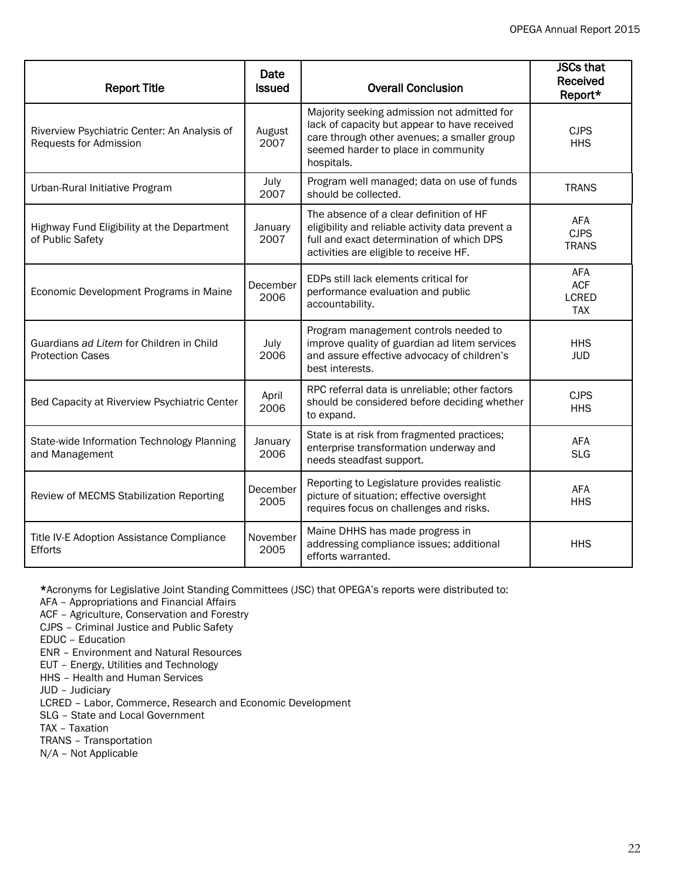| Report Title | Date Issued | Overall Conclusion | JSCs that Received Report* |
|---|---|---|---|
| Riverview Psychiatric Center: An Analysis of Requests for Admission | August 2007 | Majority seeking admission not admitted for lack of capacity but appear to have received care through other avenues; a smaller group seemed harder to place in community hospitals. | CJPS<br>HHS |
| Urban-Rural Initiative Program | July 2007 | Program well managed; data on use of funds should be collected. | TRANS |
| Highway Fund Eligibility at the Department of Public Safety | January 2007 | The absence of a clear definition of HF eligibility and reliable activity data prevent a full and exact determination of which DPS activities are eligible to receive HF. | AFA<br>CJPS<br>TRANS |
| Economic Development Programs in Maine | December 2006 | EDPs still lack elements critical for performance evaluation and public accountability. | AFA<br>ACF<br>LCRED<br>TAX |
| Guardians *ad Litem* for Children in Child Protection Cases | July 2006 | Program management controls needed to improve quality of guardian ad litem services and assure effective advocacy of children's best interests. | HHS<br>JUD |
| Bed Capacity at Riverview Psychiatric Center | April 2006 | RPC referral data is unreliable; other factors should be considered before deciding whether to expand. | CJPS<br>HHS |
| State-wide Information Technology Planning and Management | January 2006 | State is at risk from fragmented practices; enterprise transformation underway and needs steadfast support. | AFA<br>SLG |
| Review of MECMS Stabilization Reporting | December 2005 | Reporting to Legislature provides realistic picture of situation; effective oversight requires focus on challenges and risks. | AFA<br>HHS |
| Title IV-E Adoption Assistance Compliance Efforts | November 2005 | Maine DHHS has made progress in addressing compliance issues; additional efforts warranted. | HHS |

**\***Acronyms for Legislative Joint Standing Committees (JSC) that OPEGA's reports were distributed to:
AFA – Appropriations and Financial Affairs
ACF – Agriculture, Conservation and Forestry
CJPS – Criminal Justice and Public Safety
EDUC – Education
ENR – Environment and Natural Resources
EUT – Energy, Utilities and Technology
HHS – Health and Human Services
JUD – Judiciary
LCRED – Labor, Commerce, Research and Economic Development
SLG – State and Local Government
TAX – Taxation
TRANS – Transportation
N/A – Not Applicable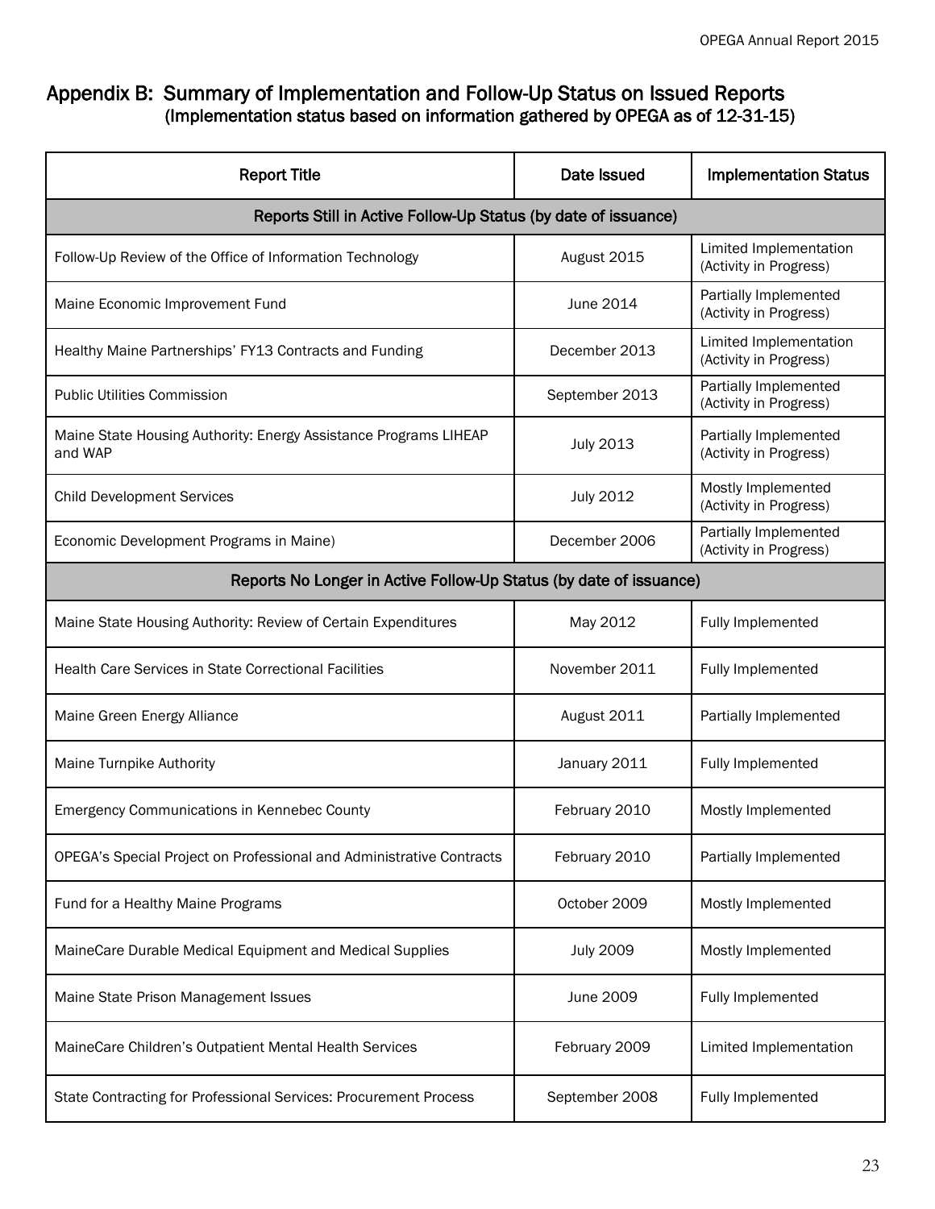## Appendix B: Summary of Implementation and Follow-Up Status on Issued Reports
### (Implementation status based on information gathered by OPEGA as of 12-31-15)

| Report Title | Date Issued | Implementation Status |
|---|---|---|
| **Reports Still in Active Follow-Up Status (by date of issuance)** | | |
| Follow-Up Review of the Office of Information Technology | August 2015 | Limited Implementation (Activity in Progress) |
| Maine Economic Improvement Fund | June 2014 | Partially Implemented (Activity in Progress) |
| Healthy Maine Partnerships' FY13 Contracts and Funding | December 2013 | Limited Implementation (Activity in Progress) |
| Public Utilities Commission | September 2013 | Partially Implemented (Activity in Progress) |
| Maine State Housing Authority: Energy Assistance Programs LIHEAP and WAP | July 2013 | Partially Implemented (Activity in Progress) |
| Child Development Services | July 2012 | Mostly Implemented (Activity in Progress) |
| Economic Development Programs in Maine) | December 2006 | Partially Implemented (Activity in Progress) |
| **Reports No Longer in Active Follow-Up Status (by date of issuance)** | | |
| Maine State Housing Authority: Review of Certain Expenditures | May 2012 | Fully Implemented |
| Health Care Services in State Correctional Facilities | November 2011 | Fully Implemented |
| Maine Green Energy Alliance | August 2011 | Partially Implemented |
| Maine Turnpike Authority | January 2011 | Fully Implemented |
| Emergency Communications in Kennebec County | February 2010 | Mostly Implemented |
| OPEGA's Special Project on Professional and Administrative Contracts | February 2010 | Partially Implemented |
| Fund for a Healthy Maine Programs | October 2009 | Mostly Implemented |
| MaineCare Durable Medical Equipment and Medical Supplies | July 2009 | Mostly Implemented |
| Maine State Prison Management Issues | June 2009 | Fully Implemented |
| MaineCare Children's Outpatient Mental Health Services | February 2009 | Limited Implementation |
| State Contracting for Professional Services: Procurement Process | September 2008 | Fully Implemented |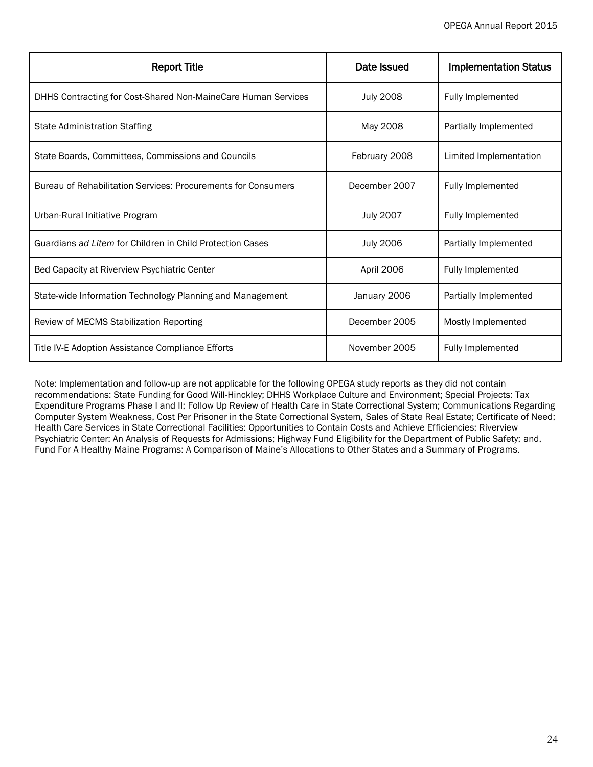| Report Title | Date Issued | Implementation Status |
|---|---|---|
| DHHS Contracting for Cost-Shared Non-MaineCare Human Services | July 2008 | Fully Implemented |
| State Administration Staffing | May 2008 | Partially Implemented |
| State Boards, Committees, Commissions and Councils | February 2008 | Limited Implementation |
| Bureau of Rehabilitation Services: Procurements for Consumers | December 2007 | Fully Implemented |
| Urban-Rural Initiative Program | July 2007 | Fully Implemented |
| Guardians *ad Litem* for Children in Child Protection Cases | July 2006 | Partially Implemented |
| Bed Capacity at Riverview Psychiatric Center | April 2006 | Fully Implemented |
| State-wide Information Technology Planning and Management | January 2006 | Partially Implemented |
| Review of MECMS Stabilization Reporting | December 2005 | Mostly Implemented |
| Title IV-E Adoption Assistance Compliance Efforts | November 2005 | Fully Implemented |

Note: Implementation and follow-up are not applicable for the following OPEGA study reports as they did not contain recommendations: State Funding for Good Will-Hinckley; DHHS Workplace Culture and Environment; Special Projects: Tax Expenditure Programs Phase I and II; Follow Up Review of Health Care in State Correctional System; Communications Regarding Computer System Weakness, Cost Per Prisoner in the State Correctional System, Sales of State Real Estate; Certificate of Need; Health Care Services in State Correctional Facilities: Opportunities to Contain Costs and Achieve Efficiencies; Riverview Psychiatric Center: An Analysis of Requests for Admissions; Highway Fund Eligibility for the Department of Public Safety; and, Fund For A Healthy Maine Programs: A Comparison of Maine's Allocations to Other States and a Summary of Programs.